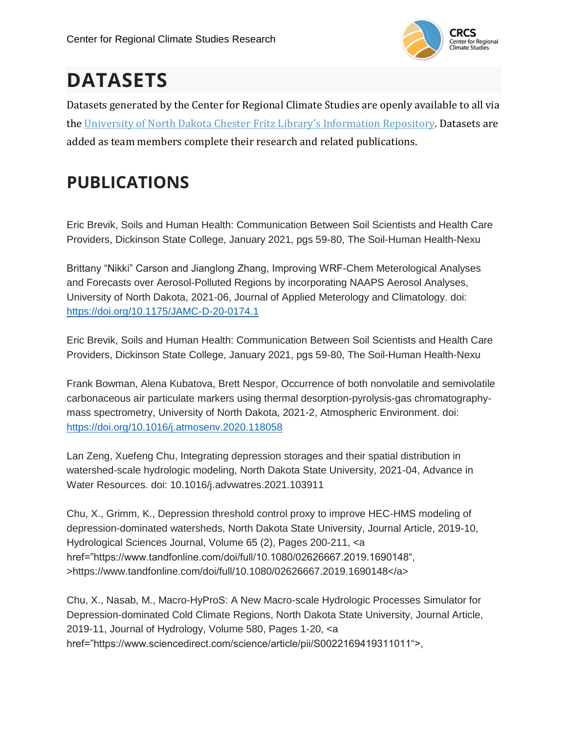Center for Regional Climate Studies Research

# DATASETS

Datasets generated by the Center for Regional Climate Studies are openly available to all via the [University of North Dakota Chester Fritz Library's Information Repository](). Datasets are added as team members complete their research and related publications.

# PUBLICATIONS

Eric Brevik, Soils and Human Health: Communication Between Soil Scientists and Health Care Providers, Dickinson State College, January 2021, pgs 59-80, The Soil-Human Health-Nexu

Brittany "Nikki" Carson and Jianglong Zhang, Improving WRF-Chem Meterological Analyses and Forecasts over Aerosol-Polluted Regions by incorporating NAAPS Aerosol Analyses, University of North Dakota, 2021-06, Journal of Applied Meterology and Climatology. doi: https://doi.org/10.1175/JAMC-D-20-0174.1

Eric Brevik, Soils and Human Health: Communication Between Soil Scientists and Health Care Providers, Dickinson State College, January 2021, pgs 59-80, The Soil-Human Health-Nexu

Frank Bowman, Alena Kubatova, Brett Nespor, Occurrence of both nonvolatile and semivolatile carbonaceous air particulate markers using thermal desorption-pyrolysis-gas chromatography-mass spectrometry, University of North Dakota, 2021-2, Atmospheric Environment. doi: https://doi.org/10.1016/j.atmosenv.2020.118058

Lan Zeng, Xuefeng Chu, Integrating depression storages and their spatial distribution in watershed-scale hydrologic modeling, North Dakota State University, 2021-04, Advance in Water Resources. doi: 10.1016/j.advwatres.2021.103911

Chu, X., Grimm, K., Depression threshold control proxy to improve HEC-HMS modeling of depression-dominated watersheds, North Dakota State University, Journal Article, 2019-10, Hydrological Sciences Journal, Volume 65 (2), Pages 200-211, <a href="https://www.tandfonline.com/doi/full/10.1080/02626667.2019.1690148", >https://www.tandfonline.com/doi/full/10.1080/02626667.2019.1690148</a>

Chu, X., Nasab, M., Macro-HyProS: A New Macro-scale Hydrologic Processes Simulator for Depression-dominated Cold Climate Regions, North Dakota State University, Journal Article, 2019-11, Journal of Hydrology, Volume 580, Pages 1-20, <a href="https://www.sciencedirect.com/science/article/pii/S0022169419311011">,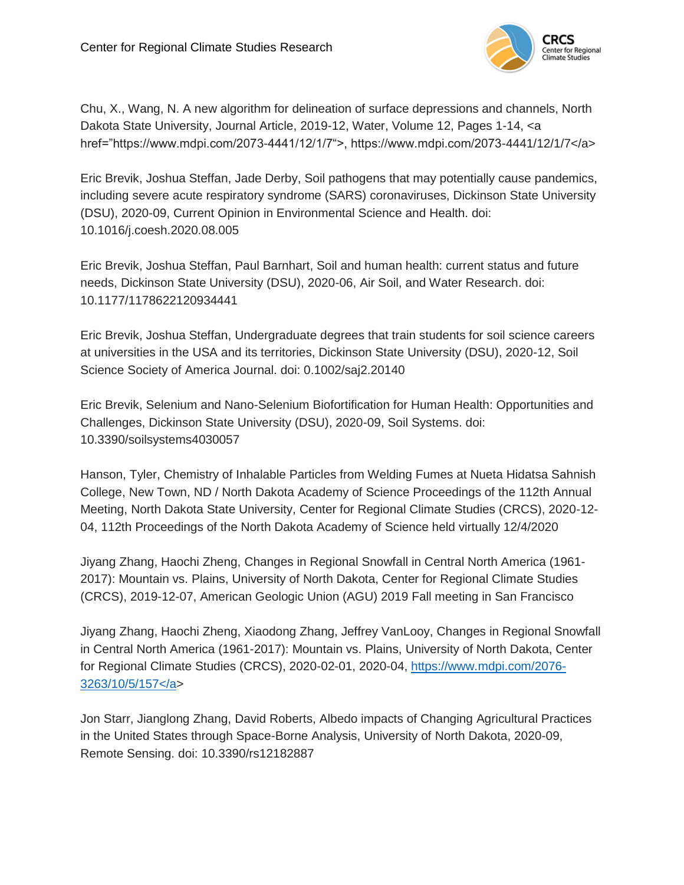Chu, X., Wang, N. A new algorithm for delineation of surface depressions and channels, North Dakota State University, Journal Article, 2019-12, Water, Volume 12, Pages 1-14, <a href="https://www.mdpi.com/2073-4441/12/1/7“>, https://www.mdpi.com/2073-4441/12/1/7</a>

Eric Brevik, Joshua Steffan, Jade Derby, Soil pathogens that may potentially cause pandemics, including severe acute respiratory syndrome (SARS) coronaviruses, Dickinson State University (DSU), 2020-09, Current Opinion in Environmental Science and Health. doi: 10.1016/j.coesh.2020.08.005

Eric Brevik, Joshua Steffan, Paul Barnhart, Soil and human health: current status and future needs, Dickinson State University (DSU), 2020-06, Air Soil, and Water Research. doi: 10.1177/1178622120934441

Eric Brevik, Joshua Steffan, Undergraduate degrees that train students for soil science careers at universities in the USA and its territories, Dickinson State University (DSU), 2020-12, Soil Science Society of America Journal. doi: 0.1002/saj2.20140

Eric Brevik, Selenium and Nano-Selenium Biofortification for Human Health: Opportunities and Challenges, Dickinson State University (DSU), 2020-09, Soil Systems. doi: 10.3390/soilsystems4030057

Hanson, Tyler, Chemistry of Inhalable Particles from Welding Fumes at Nueta Hidatsa Sahnish College, New Town, ND / North Dakota Academy of Science Proceedings of the 112th Annual Meeting, North Dakota State University, Center for Regional Climate Studies (CRCS), 2020-12-04, 112th Proceedings of the North Dakota Academy of Science held virtually 12/4/2020

Jiyang Zhang, Haochi Zheng, Changes in Regional Snowfall in Central North America (1961-2017): Mountain vs. Plains, University of North Dakota, Center for Regional Climate Studies (CRCS), 2019-12-07, American Geologic Union (AGU) 2019 Fall meeting in San Francisco

Jiyang Zhang, Haochi Zheng, Xiaodong Zhang, Jeffrey VanLooy, Changes in Regional Snowfall in Central North America (1961-2017): Mountain vs. Plains, University of North Dakota, Center for Regional Climate Studies (CRCS), 2020-02-01, 2020-04, https://www.mdpi.com/2076-3263/10/5/157</a>

Jon Starr, Jianglong Zhang, David Roberts, Albedo impacts of Changing Agricultural Practices in the United States through Space-Borne Analysis, University of North Dakota, 2020-09, Remote Sensing. doi: 10.3390/rs12182887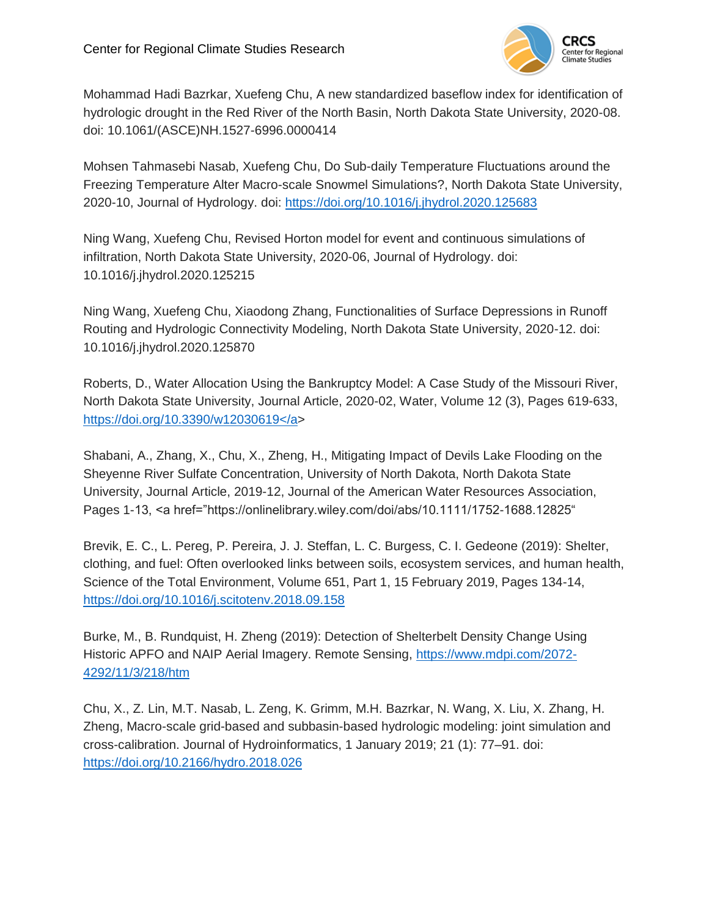Mohammad Hadi Bazrkar, Xuefeng Chu, A new standardized baseflow index for identification of hydrologic drought in the Red River of the North Basin, North Dakota State University, 2020-08. doi: 10.1061/(ASCE)NH.1527-6996.0000414

Mohsen Tahmasebi Nasab, Xuefeng Chu, Do Sub-daily Temperature Fluctuations around the Freezing Temperature Alter Macro-scale Snowmel Simulations?, North Dakota State University, 2020-10, Journal of Hydrology. doi: https://doi.org/10.1016/j.jhydrol.2020.125683

Ning Wang, Xuefeng Chu, Revised Horton model for event and continuous simulations of infiltration, North Dakota State University, 2020-06, Journal of Hydrology. doi: 10.1016/j.jhydrol.2020.125215

Ning Wang, Xuefeng Chu, Xiaodong Zhang, Functionalities of Surface Depressions in Runoff Routing and Hydrologic Connectivity Modeling, North Dakota State University, 2020-12. doi: 10.1016/j.jhydrol.2020.125870

Roberts, D., Water Allocation Using the Bankruptcy Model: A Case Study of the Missouri River, North Dakota State University, Journal Article, 2020-02, Water, Volume 12 (3), Pages 619-633, https://doi.org/10.3390/w12030619</a>

Shabani, A., Zhang, X., Chu, X., Zheng, H., Mitigating Impact of Devils Lake Flooding on the Sheyenne River Sulfate Concentration, University of North Dakota, North Dakota State University, Journal Article, 2019-12, Journal of the American Water Resources Association, Pages 1-13, <a href="https://onlinelibrary.wiley.com/doi/abs/10.1111/1752-1688.12825"

Brevik, E. C., L. Pereg, P. Pereira, J. J. Steffan, L. C. Burgess, C. I. Gedeone (2019): Shelter, clothing, and fuel: Often overlooked links between soils, ecosystem services, and human health, Science of the Total Environment, Volume 651, Part 1, 15 February 2019, Pages 134-14, https://doi.org/10.1016/j.scitotenv.2018.09.158

Burke, M., B. Rundquist, H. Zheng (2019): Detection of Shelterbelt Density Change Using Historic APFO and NAIP Aerial Imagery. Remote Sensing, https://www.mdpi.com/2072-4292/11/3/218/htm

Chu, X., Z. Lin, M.T. Nasab, L. Zeng, K. Grimm, M.H. Bazrkar, N. Wang, X. Liu, X. Zhang, H. Zheng, Macro-scale grid-based and subbasin-based hydrologic modeling: joint simulation and cross-calibration. Journal of Hydroinformatics, 1 January 2019; 21 (1): 77–91. doi: https://doi.org/10.2166/hydro.2018.026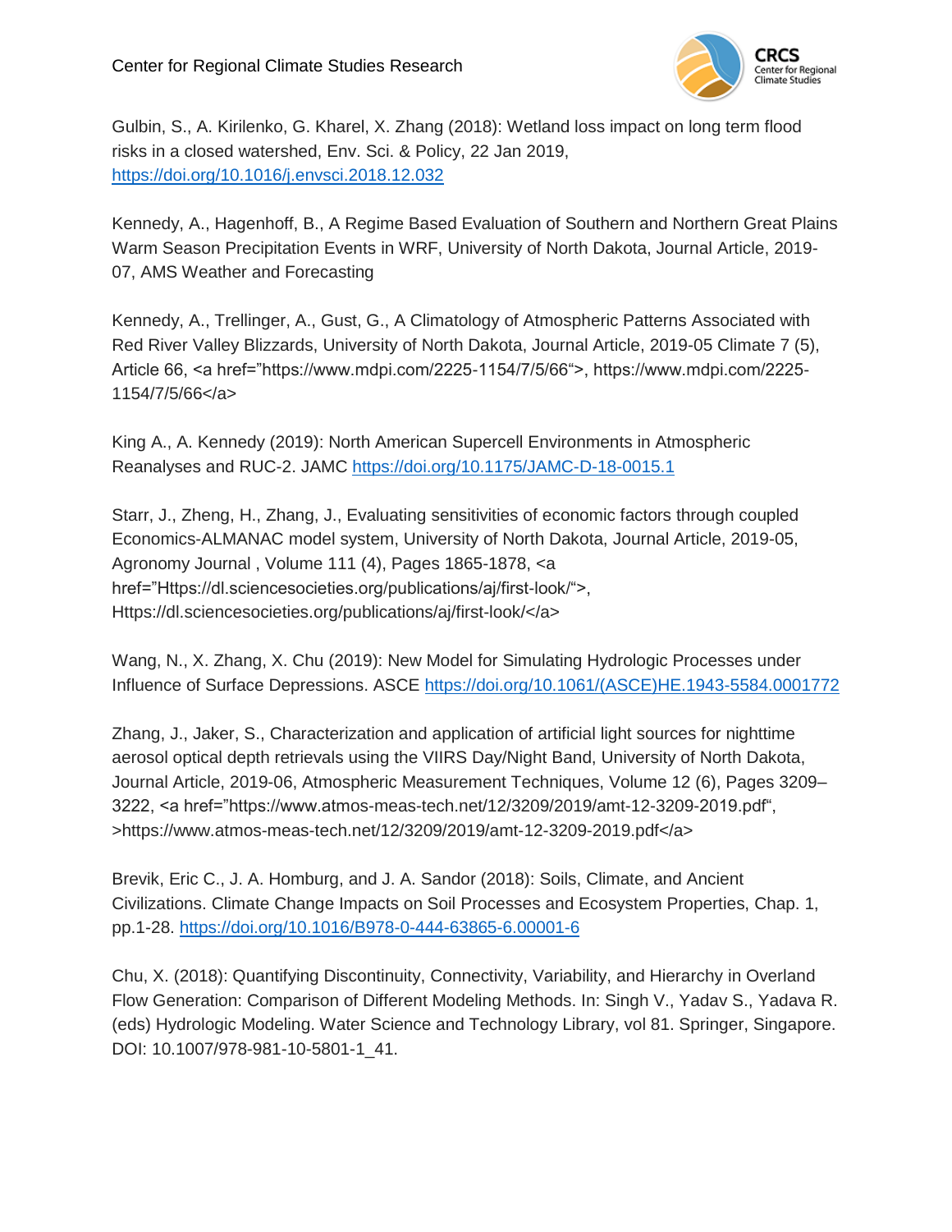Gulbin, S., A. Kirilenko, G. Kharel, X. Zhang (2018): Wetland loss impact on long term flood risks in a closed watershed, Env. Sci. & Policy, 22 Jan 2019, https://doi.org/10.1016/j.envsci.2018.12.032

Kennedy, A., Hagenhoff, B., A Regime Based Evaluation of Southern and Northern Great Plains Warm Season Precipitation Events in WRF, University of North Dakota, Journal Article, 2019-07, AMS Weather and Forecasting

Kennedy, A., Trellinger, A., Gust, G., A Climatology of Atmospheric Patterns Associated with Red River Valley Blizzards, University of North Dakota, Journal Article, 2019-05 Climate 7 (5), Article 66, <a href="https://www.mdpi.com/2225-1154/7/5/66">, https://www.mdpi.com/2225-1154/7/5/66</a>

King A., A. Kennedy (2019): North American Supercell Environments in Atmospheric Reanalyses and RUC-2. JAMC https://doi.org/10.1175/JAMC-D-18-0015.1

Starr, J., Zheng, H., Zhang, J., Evaluating sensitivities of economic factors through coupled Economics-ALMANAC model system, University of North Dakota, Journal Article, 2019-05, Agronomy Journal , Volume 111 (4), Pages 1865-1878, <a href="Https://dl.sciencesocieties.org/publications/aj/first-look/">, Https://dl.sciencesocieties.org/publications/aj/first-look/</a>

Wang, N., X. Zhang, X. Chu (2019): New Model for Simulating Hydrologic Processes under Influence of Surface Depressions. ASCE https://doi.org/10.1061/(ASCE)HE.1943-5584.0001772

Zhang, J., Jaker, S., Characterization and application of artificial light sources for nighttime aerosol optical depth retrievals using the VIIRS Day/Night Band, University of North Dakota, Journal Article, 2019-06, Atmospheric Measurement Techniques, Volume 12 (6), Pages 3209–3222, <a href="https://www.atmos-meas-tech.net/12/3209/2019/amt-12-3209-2019.pdf", >https://www.atmos-meas-tech.net/12/3209/2019/amt-12-3209-2019.pdf</a>

Brevik, Eric C., J. A. Homburg, and J. A. Sandor (2018): Soils, Climate, and Ancient Civilizations. Climate Change Impacts on Soil Processes and Ecosystem Properties, Chap. 1, pp.1-28. https://doi.org/10.1016/B978-0-444-63865-6.00001-6

Chu, X. (2018): Quantifying Discontinuity, Connectivity, Variability, and Hierarchy in Overland Flow Generation: Comparison of Different Modeling Methods. In: Singh V., Yadav S., Yadava R. (eds) Hydrologic Modeling. Water Science and Technology Library, vol 81. Springer, Singapore. DOI: 10.1007/978-981-10-5801-1_41.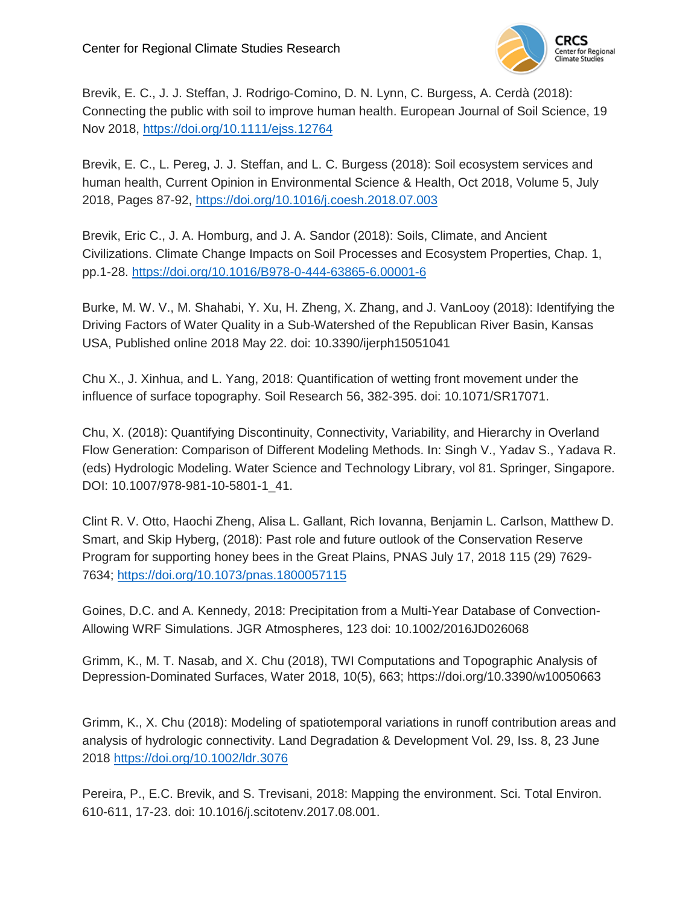Brevik, E. C., J. J. Steffan, J. Rodrigo-Comino, D. N. Lynn, C. Burgess, A. Cerdà (2018): Connecting the public with soil to improve human health. European Journal of Soil Science, 19 Nov 2018, https://doi.org/10.1111/ejss.12764

Brevik, E. C., L. Pereg, J. J. Steffan, and L. C. Burgess (2018): Soil ecosystem services and human health, Current Opinion in Environmental Science & Health, Oct 2018, Volume 5, July 2018, Pages 87-92, https://doi.org/10.1016/j.coesh.2018.07.003

Brevik, Eric C., J. A. Homburg, and J. A. Sandor (2018): Soils, Climate, and Ancient Civilizations. Climate Change Impacts on Soil Processes and Ecosystem Properties, Chap. 1, pp.1-28. https://doi.org/10.1016/B978-0-444-63865-6.00001-6

Burke, M. W. V., M. Shahabi, Y. Xu, H. Zheng, X. Zhang, and J. VanLooy (2018): Identifying the Driving Factors of Water Quality in a Sub-Watershed of the Republican River Basin, Kansas USA, Published online 2018 May 22. doi: 10.3390/ijerph15051041

Chu X., J. Xinhua, and L. Yang, 2018: Quantification of wetting front movement under the influence of surface topography. Soil Research 56, 382-395. doi: 10.1071/SR17071.

Chu, X. (2018): Quantifying Discontinuity, Connectivity, Variability, and Hierarchy in Overland Flow Generation: Comparison of Different Modeling Methods. In: Singh V., Yadav S., Yadava R. (eds) Hydrologic Modeling. Water Science and Technology Library, vol 81. Springer, Singapore. DOI: 10.1007/978-981-10-5801-1_41.

Clint R. V. Otto, Haochi Zheng, Alisa L. Gallant, Rich Iovanna, Benjamin L. Carlson, Matthew D. Smart, and Skip Hyberg, (2018): Past role and future outlook of the Conservation Reserve Program for supporting honey bees in the Great Plains, PNAS July 17, 2018 115 (29) 7629-7634; https://doi.org/10.1073/pnas.1800057115

Goines, D.C. and A. Kennedy, 2018: Precipitation from a Multi-Year Database of Convection-Allowing WRF Simulations. JGR Atmospheres, 123 doi: 10.1002/2016JD026068

Grimm, K., M. T. Nasab, and X. Chu (2018), TWI Computations and Topographic Analysis of Depression-Dominated Surfaces, Water 2018, 10(5), 663; https://doi.org/10.3390/w10050663

Grimm, K., X. Chu (2018): Modeling of spatiotemporal variations in runoff contribution areas and analysis of hydrologic connectivity. Land Degradation & Development Vol. 29, Iss. 8, 23 June 2018 https://doi.org/10.1002/ldr.3076

Pereira, P., E.C. Brevik, and S. Trevisani, 2018: Mapping the environment. Sci. Total Environ. 610-611, 17-23. doi: 10.1016/j.scitotenv.2017.08.001.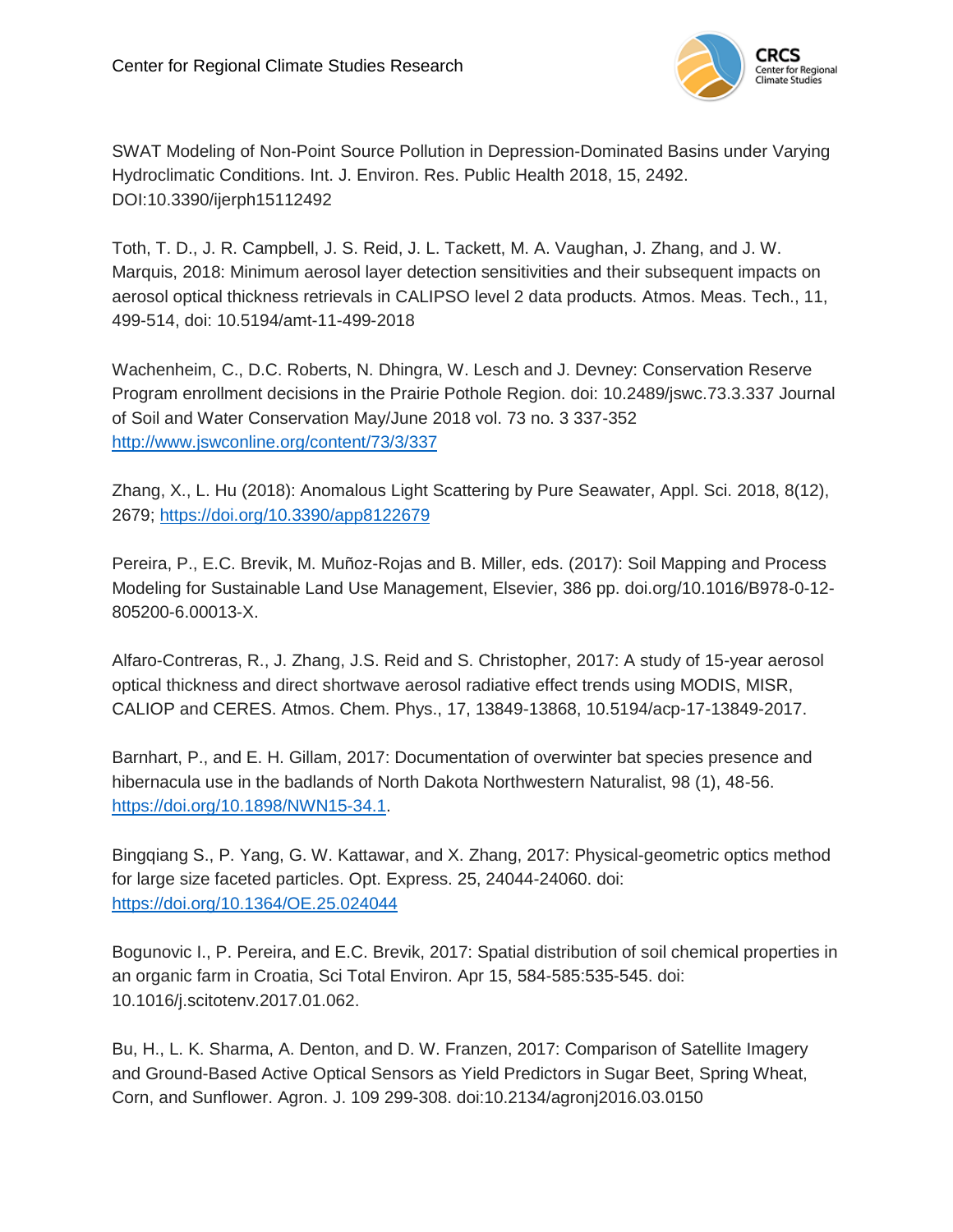SWAT Modeling of Non-Point Source Pollution in Depression-Dominated Basins under Varying Hydroclimatic Conditions. Int. J. Environ. Res. Public Health 2018, 15, 2492. DOI:10.3390/ijerph15112492

Toth, T. D., J. R. Campbell, J. S. Reid, J. L. Tackett, M. A. Vaughan, J. Zhang, and J. W. Marquis, 2018: Minimum aerosol layer detection sensitivities and their subsequent impacts on aerosol optical thickness retrievals in CALIPSO level 2 data products. Atmos. Meas. Tech., 11, 499-514, doi: 10.5194/amt-11-499-2018

Wachenheim, C., D.C. Roberts, N. Dhingra, W. Lesch and J. Devney: Conservation Reserve Program enrollment decisions in the Prairie Pothole Region. doi: 10.2489/jswc.73.3.337 Journal of Soil and Water Conservation May/June 2018 vol. 73 no. 3 337-352 http://www.jswconline.org/content/73/3/337

Zhang, X., L. Hu (2018): Anomalous Light Scattering by Pure Seawater, Appl. Sci. 2018, 8(12), 2679; https://doi.org/10.3390/app8122679

Pereira, P., E.C. Brevik, M. Muñoz-Rojas and B. Miller, eds. (2017): Soil Mapping and Process Modeling for Sustainable Land Use Management, Elsevier, 386 pp. doi.org/10.1016/B978-0-12-805200-6.00013-X.

Alfaro-Contreras, R., J. Zhang, J.S. Reid and S. Christopher, 2017: A study of 15-year aerosol optical thickness and direct shortwave aerosol radiative effect trends using MODIS, MISR, CALIOP and CERES. Atmos. Chem. Phys., 17, 13849-13868, 10.5194/acp-17-13849-2017.

Barnhart, P., and E. H. Gillam, 2017: Documentation of overwinter bat species presence and hibernacula use in the badlands of North Dakota Northwestern Naturalist, 98 (1), 48-56. https://doi.org/10.1898/NWN15-34.1.

Bingqiang S., P. Yang, G. W. Kattawar, and X. Zhang, 2017: Physical-geometric optics method for large size faceted particles. Opt. Express. 25, 24044-24060. doi: https://doi.org/10.1364/OE.25.024044

Bogunovic I., P. Pereira, and E.C. Brevik, 2017: Spatial distribution of soil chemical properties in an organic farm in Croatia, Sci Total Environ. Apr 15, 584-585:535-545. doi: 10.1016/j.scitotenv.2017.01.062.

Bu, H., L. K. Sharma, A. Denton, and D. W. Franzen, 2017: Comparison of Satellite Imagery and Ground-Based Active Optical Sensors as Yield Predictors in Sugar Beet, Spring Wheat, Corn, and Sunflower. Agron. J. 109 299-308. doi:10.2134/agronj2016.03.0150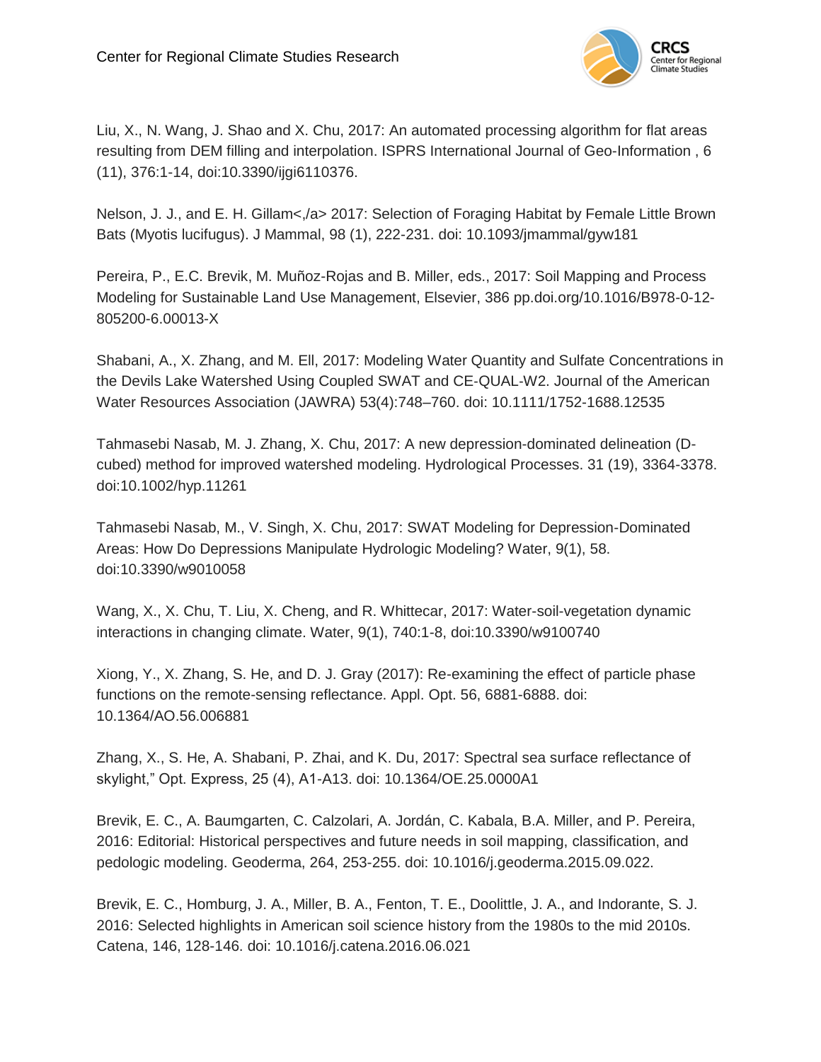Liu, X., N. Wang, J. Shao and X. Chu, 2017: An automated processing algorithm for flat areas resulting from DEM filling and interpolation. ISPRS International Journal of Geo-Information , 6 (11), 376:1-14, doi:10.3390/ijgi6110376.

Nelson, J. J., and E. H. Gillam<,/a> 2017: Selection of Foraging Habitat by Female Little Brown Bats (Myotis lucifugus). J Mammal, 98 (1), 222-231. doi: 10.1093/jmammal/gyw181

Pereira, P., E.C. Brevik, M. Muñoz-Rojas and B. Miller, eds., 2017: Soil Mapping and Process Modeling for Sustainable Land Use Management, Elsevier, 386 pp.doi.org/10.1016/B978-0-12-805200-6.00013-X

Shabani, A., X. Zhang, and M. Ell, 2017: Modeling Water Quantity and Sulfate Concentrations in the Devils Lake Watershed Using Coupled SWAT and CE-QUAL-W2. Journal of the American Water Resources Association (JAWRA) 53(4):748–760. doi: 10.1111/1752-1688.12535

Tahmasebi Nasab, M. J. Zhang, X. Chu, 2017: A new depression-dominated delineation (D-cubed) method for improved watershed modeling. Hydrological Processes. 31 (19), 3364-3378. doi:10.1002/hyp.11261

Tahmasebi Nasab, M., V. Singh, X. Chu, 2017: SWAT Modeling for Depression-Dominated Areas: How Do Depressions Manipulate Hydrologic Modeling? Water, 9(1), 58. doi:10.3390/w9010058

Wang, X., X. Chu, T. Liu, X. Cheng, and R. Whittecar, 2017: Water-soil-vegetation dynamic interactions in changing climate. Water, 9(1), 740:1-8, doi:10.3390/w9100740

Xiong, Y., X. Zhang, S. He, and D. J. Gray (2017): Re-examining the effect of particle phase functions on the remote-sensing reflectance. Appl. Opt. 56, 6881-6888. doi: 10.1364/AO.56.006881

Zhang, X., S. He, A. Shabani, P. Zhai, and K. Du, 2017: Spectral sea surface reflectance of skylight," Opt. Express, 25 (4), A1-A13. doi: 10.1364/OE.25.0000A1

Brevik, E. C., A. Baumgarten, C. Calzolari, A. Jordán, C. Kabala, B.A. Miller, and P. Pereira, 2016: Editorial: Historical perspectives and future needs in soil mapping, classification, and pedologic modeling. Geoderma, 264, 253-255. doi: 10.1016/j.geoderma.2015.09.022.

Brevik, E. C., Homburg, J. A., Miller, B. A., Fenton, T. E., Doolittle, J. A., and Indorante, S. J. 2016: Selected highlights in American soil science history from the 1980s to the mid 2010s. Catena, 146, 128-146. doi: 10.1016/j.catena.2016.06.021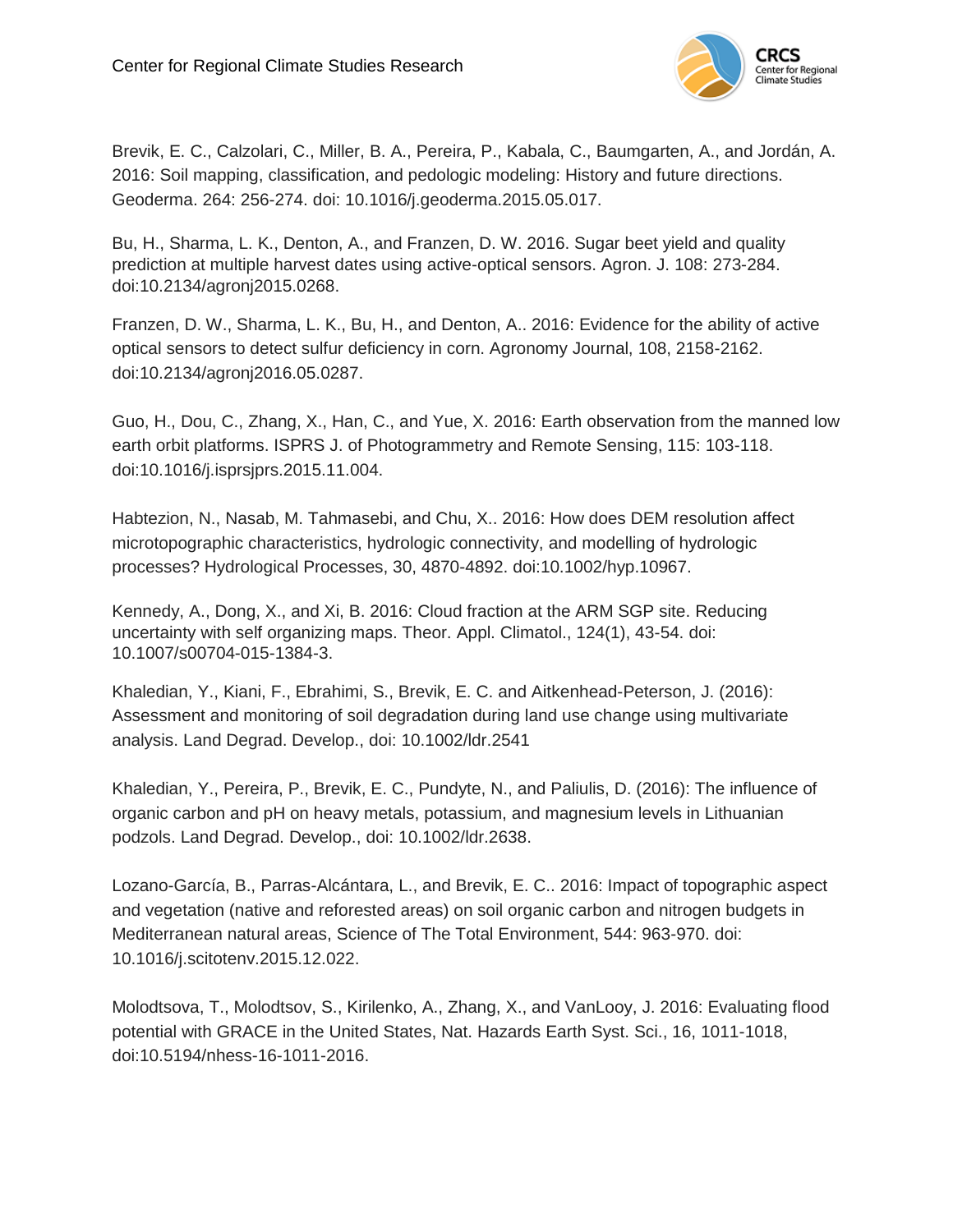Brevik, E. C., Calzolari, C., Miller, B. A., Pereira, P., Kabala, C., Baumgarten, A., and Jordán, A. 2016: Soil mapping, classification, and pedologic modeling: History and future directions. Geoderma. 264: 256-274. doi: 10.1016/j.geoderma.2015.05.017.

Bu, H., Sharma, L. K., Denton, A., and Franzen, D. W. 2016. Sugar beet yield and quality prediction at multiple harvest dates using active-optical sensors. Agron. J. 108: 273-284. doi:10.2134/agronj2015.0268.

Franzen, D. W., Sharma, L. K., Bu, H., and Denton, A.. 2016: Evidence for the ability of active optical sensors to detect sulfur deficiency in corn. Agronomy Journal, 108, 2158-2162. doi:10.2134/agronj2016.05.0287.

Guo, H., Dou, C., Zhang, X., Han, C., and Yue, X. 2016: Earth observation from the manned low earth orbit platforms. ISPRS J. of Photogrammetry and Remote Sensing, 115: 103-118. doi:10.1016/j.isprsjprs.2015.11.004.

Habtezion, N., Nasab, M. Tahmasebi, and Chu, X.. 2016: How does DEM resolution affect microtopographic characteristics, hydrologic connectivity, and modelling of hydrologic processes? Hydrological Processes, 30, 4870-4892. doi:10.1002/hyp.10967.

Kennedy, A., Dong, X., and Xi, B. 2016: Cloud fraction at the ARM SGP site. Reducing uncertainty with self organizing maps. Theor. Appl. Climatol., 124(1), 43-54. doi: 10.1007/s00704-015-1384-3.

Khaledian, Y., Kiani, F., Ebrahimi, S., Brevik, E. C. and Aitkenhead-Peterson, J. (2016): Assessment and monitoring of soil degradation during land use change using multivariate analysis. Land Degrad. Develop., doi: 10.1002/ldr.2541

Khaledian, Y., Pereira, P., Brevik, E. C., Pundyte, N., and Paliulis, D. (2016): The influence of organic carbon and pH on heavy metals, potassium, and magnesium levels in Lithuanian podzols. Land Degrad. Develop., doi: 10.1002/ldr.2638.

Lozano-García, B., Parras-Alcántara, L., and Brevik, E. C.. 2016: Impact of topographic aspect and vegetation (native and reforested areas) on soil organic carbon and nitrogen budgets in Mediterranean natural areas, Science of The Total Environment, 544: 963-970. doi: 10.1016/j.scitotenv.2015.12.022.

Molodtsova, T., Molodtsov, S., Kirilenko, A., Zhang, X., and VanLooy, J. 2016: Evaluating flood potential with GRACE in the United States, Nat. Hazards Earth Syst. Sci., 16, 1011-1018, doi:10.5194/nhess-16-1011-2016.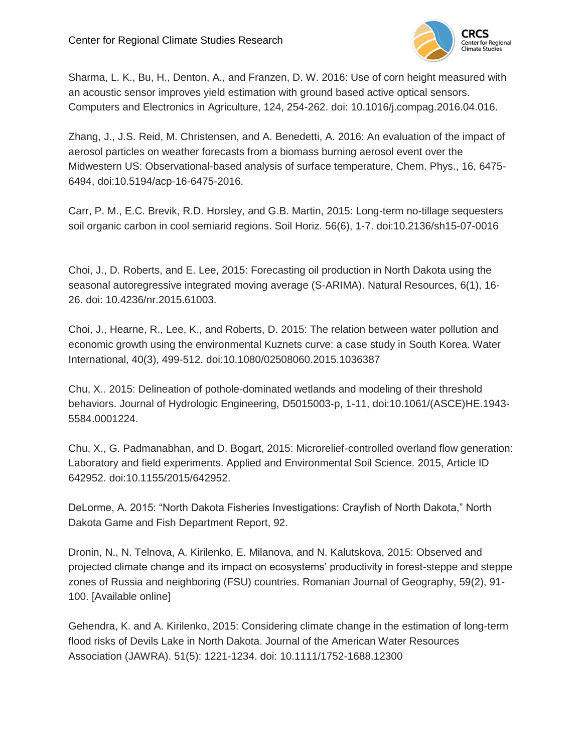Sharma, L. K., Bu, H., Denton, A., and Franzen, D. W. 2016: Use of corn height measured with an acoustic sensor improves yield estimation with ground based active optical sensors. Computers and Electronics in Agriculture, 124, 254-262. doi: 10.1016/j.compag.2016.04.016.

Zhang, J., J.S. Reid, M. Christensen, and A. Benedetti, A. 2016: An evaluation of the impact of aerosol particles on weather forecasts from a biomass burning aerosol event over the Midwestern US: Observational-based analysis of surface temperature, Chem. Phys., 16, 6475-6494, doi:10.5194/acp-16-6475-2016.

Carr, P. M., E.C. Brevik, R.D. Horsley, and G.B. Martin, 2015: Long-term no-tillage sequesters soil organic carbon in cool semiarid regions. Soil Horiz. 56(6), 1-7. doi:10.2136/sh15-07-0016

Choi, J., D. Roberts, and E. Lee, 2015: Forecasting oil production in North Dakota using the seasonal autoregressive integrated moving average (S-ARIMA). Natural Resources, 6(1), 16-26. doi: 10.4236/nr.2015.61003.

Choi, J., Hearne, R., Lee, K., and Roberts, D. 2015: The relation between water pollution and economic growth using the environmental Kuznets curve: a case study in South Korea. Water International, 40(3), 499-512. doi:10.1080/02508060.2015.1036387

Chu, X.. 2015: Delineation of pothole-dominated wetlands and modeling of their threshold behaviors. Journal of Hydrologic Engineering, D5015003-p, 1-11, doi:10.1061/(ASCE)HE.1943-5584.0001224.

Chu, X., G. Padmanabhan, and D. Bogart, 2015: Microrelief-controlled overland flow generation: Laboratory and field experiments. Applied and Environmental Soil Science. 2015, Article ID 642952. doi:10.1155/2015/642952.

DeLorme, A. 2015: "North Dakota Fisheries Investigations: Crayfish of North Dakota," North Dakota Game and Fish Department Report, 92.

Dronin, N., N. Telnova, A. Kirilenko, E. Milanova, and N. Kalutskova, 2015: Observed and projected climate change and its impact on ecosystems' productivity in forest-steppe and steppe zones of Russia and neighboring (FSU) countries. Romanian Journal of Geography, 59(2), 91-100. [Available online]

Gehendra, K. and A. Kirilenko, 2015: Considering climate change in the estimation of long-term flood risks of Devils Lake in North Dakota. Journal of the American Water Resources Association (JAWRA). 51(5): 1221-1234. doi: 10.1111/1752-1688.12300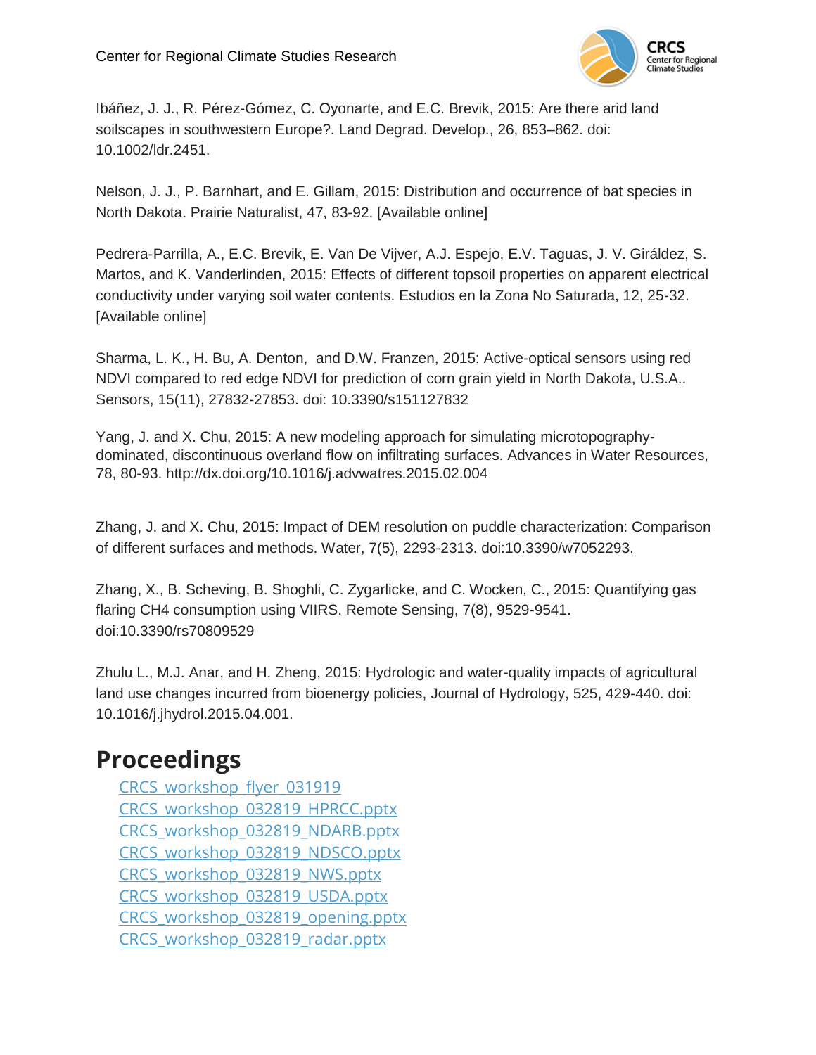Ibáñez, J. J., R. Pérez-Gómez, C. Oyonarte, and E.C. Brevik, 2015: Are there arid land soilscapes in southwestern Europe?. Land Degrad. Develop., 26, 853–862. doi: 10.1002/ldr.2451.

Nelson, J. J., P. Barnhart, and E. Gillam, 2015: Distribution and occurrence of bat species in North Dakota. Prairie Naturalist, 47, 83-92. [Available online]

Pedrera-Parrilla, A., E.C. Brevik, E. Van De Vijver, A.J. Espejo, E.V. Taguas, J. V. Giráldez, S. Martos, and K. Vanderlinden, 2015: Effects of different topsoil properties on apparent electrical conductivity under varying soil water contents. Estudios en la Zona No Saturada, 12, 25-32. [Available online]

Sharma, L. K., H. Bu, A. Denton, and D.W. Franzen, 2015: Active-optical sensors using red NDVI compared to red edge NDVI for prediction of corn grain yield in North Dakota, U.S.A.. Sensors, 15(11), 27832-27853. doi: 10.3390/s151127832

Yang, J. and X. Chu, 2015: A new modeling approach for simulating microtopography-dominated, discontinuous overland flow on infiltrating surfaces. Advances in Water Resources, 78, 80-93. http://dx.doi.org/10.1016/j.advwatres.2015.02.004

Zhang, J. and X. Chu, 2015: Impact of DEM resolution on puddle characterization: Comparison of different surfaces and methods. Water, 7(5), 2293-2313. doi:10.3390/w7052293.

Zhang, X., B. Scheving, B. Shoghli, C. Zygarlicke, and C. Wocken, C., 2015: Quantifying gas flaring CH4 consumption using VIIRS. Remote Sensing, 7(8), 9529-9541. doi:10.3390/rs70809529

Zhulu L., M.J. Anar, and H. Zheng, 2015: Hydrologic and water-quality impacts of agricultural land use changes incurred from bioenergy policies, Journal of Hydrology, 525, 429-440. doi: 10.1016/j.jhydrol.2015.04.001.

# Proceedings

- CRCS_workshop_flyer_031919
- CRCS_workshop_032819_HPRCC.pptx
- CRCS_workshop_032819_NDARB.pptx
- CRCS_workshop_032819_NDSCO.pptx
- CRCS_workshop_032819_NWS.pptx
- CRCS_workshop_032819_USDA.pptx
- CRCS_workshop_032819_opening.pptx
- CRCS_workshop_032819_radar.pptx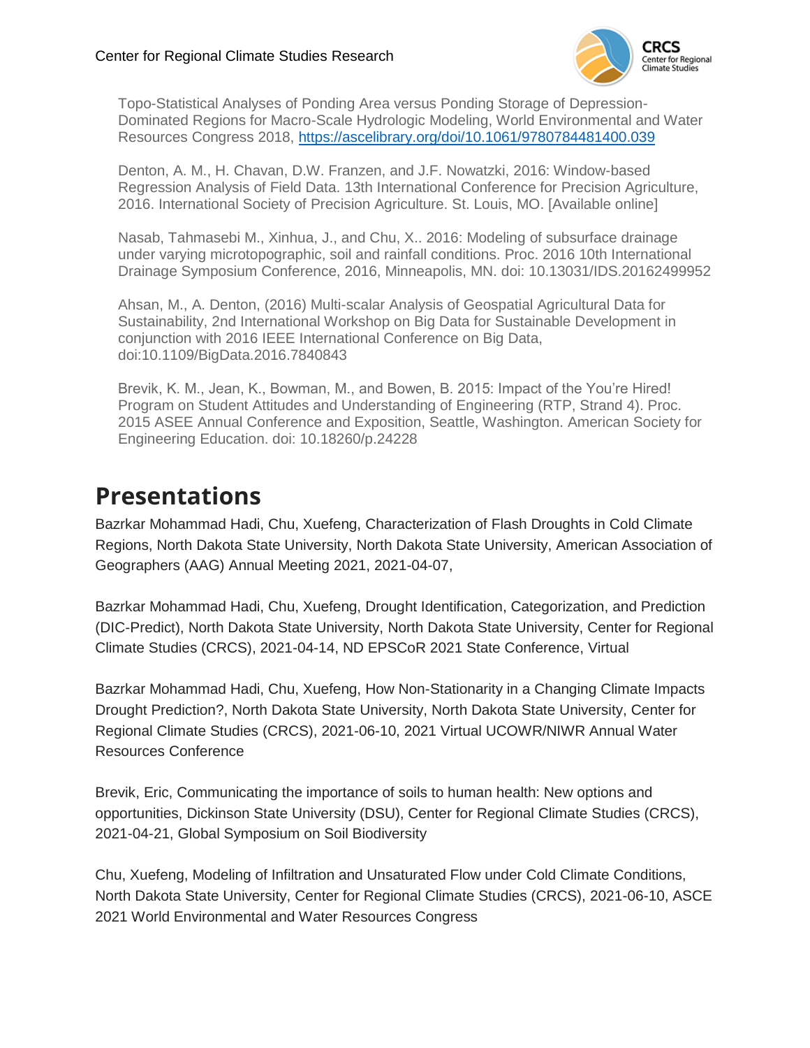Topo-Statistical Analyses of Ponding Area versus Ponding Storage of Depression-Dominated Regions for Macro-Scale Hydrologic Modeling, World Environmental and Water Resources Congress 2018, https://ascelibrary.org/doi/10.1061/9780784481400.039

Denton, A. M., H. Chavan, D.W. Franzen, and J.F. Nowatzki, 2016: Window-based Regression Analysis of Field Data. 13th International Conference for Precision Agriculture, 2016. International Society of Precision Agriculture. St. Louis, MO. [Available online]

Nasab, Tahmasebi M., Xinhua, J., and Chu, X.. 2016: Modeling of subsurface drainage under varying microtopographic, soil and rainfall conditions. Proc. 2016 10th International Drainage Symposium Conference, 2016, Minneapolis, MN. doi: 10.13031/IDS.20162499952

Ahsan, M., A. Denton, (2016) Multi-scalar Analysis of Geospatial Agricultural Data for Sustainability, 2nd International Workshop on Big Data for Sustainable Development in conjunction with 2016 IEEE International Conference on Big Data, doi:10.1109/BigData.2016.7840843

Brevik, K. M., Jean, K., Bowman, M., and Bowen, B. 2015: Impact of the You're Hired! Program on Student Attitudes and Understanding of Engineering (RTP, Strand 4). Proc. 2015 ASEE Annual Conference and Exposition, Seattle, Washington. American Society for Engineering Education. doi: 10.18260/p.24228

## Presentations

Bazrkar Mohammad Hadi, Chu, Xuefeng, Characterization of Flash Droughts in Cold Climate Regions, North Dakota State University, North Dakota State University, American Association of Geographers (AAG) Annual Meeting 2021, 2021-04-07,

Bazrkar Mohammad Hadi, Chu, Xuefeng, Drought Identification, Categorization, and Prediction (DIC-Predict), North Dakota State University, North Dakota State University, Center for Regional Climate Studies (CRCS), 2021-04-14, ND EPSCoR 2021 State Conference, Virtual

Bazrkar Mohammad Hadi, Chu, Xuefeng, How Non-Stationarity in a Changing Climate Impacts Drought Prediction?, North Dakota State University, North Dakota State University, Center for Regional Climate Studies (CRCS), 2021-06-10, 2021 Virtual UCOWR/NIWR Annual Water Resources Conference

Brevik, Eric, Communicating the importance of soils to human health: New options and opportunities, Dickinson State University (DSU), Center for Regional Climate Studies (CRCS), 2021-04-21, Global Symposium on Soil Biodiversity

Chu, Xuefeng, Modeling of Infiltration and Unsaturated Flow under Cold Climate Conditions, North Dakota State University, Center for Regional Climate Studies (CRCS), 2021-06-10, ASCE 2021 World Environmental and Water Resources Congress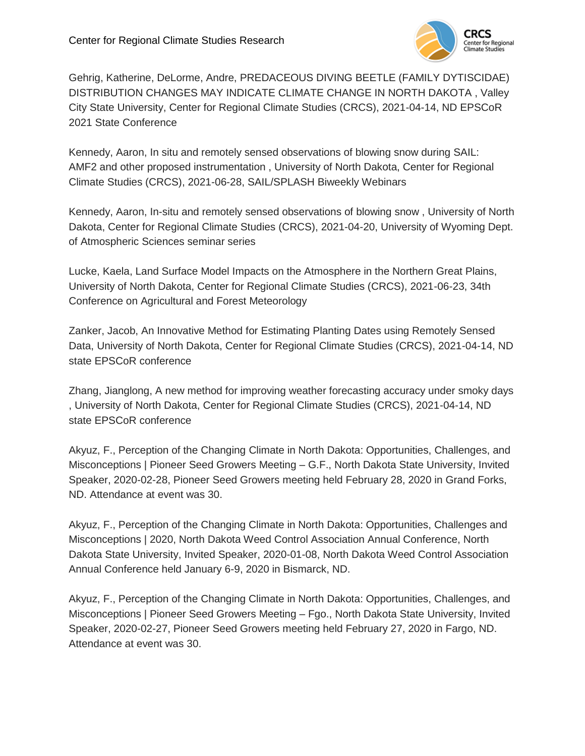Gehrig, Katherine, DeLorme, Andre, PREDACEOUS DIVING BEETLE (FAMILY DYTISCIDAE) DISTRIBUTION CHANGES MAY INDICATE CLIMATE CHANGE IN NORTH DAKOTA , Valley City State University, Center for Regional Climate Studies (CRCS), 2021-04-14, ND EPSCoR 2021 State Conference

Kennedy, Aaron, In situ and remotely sensed observations of blowing snow during SAIL: AMF2 and other proposed instrumentation , University of North Dakota, Center for Regional Climate Studies (CRCS), 2021-06-28, SAIL/SPLASH Biweekly Webinars

Kennedy, Aaron, In-situ and remotely sensed observations of blowing snow , University of North Dakota, Center for Regional Climate Studies (CRCS), 2021-04-20, University of Wyoming Dept. of Atmospheric Sciences seminar series

Lucke, Kaela, Land Surface Model Impacts on the Atmosphere in the Northern Great Plains, University of North Dakota, Center for Regional Climate Studies (CRCS), 2021-06-23, 34th Conference on Agricultural and Forest Meteorology

Zanker, Jacob, An Innovative Method for Estimating Planting Dates using Remotely Sensed Data, University of North Dakota, Center for Regional Climate Studies (CRCS), 2021-04-14, ND state EPSCoR conference

Zhang, Jianglong, A new method for improving weather forecasting accuracy under smoky days , University of North Dakota, Center for Regional Climate Studies (CRCS), 2021-04-14, ND state EPSCoR conference

Akyuz, F., Perception of the Changing Climate in North Dakota: Opportunities, Challenges, and Misconceptions | Pioneer Seed Growers Meeting – G.F., North Dakota State University, Invited Speaker, 2020-02-28, Pioneer Seed Growers meeting held February 28, 2020 in Grand Forks, ND. Attendance at event was 30.

Akyuz, F., Perception of the Changing Climate in North Dakota: Opportunities, Challenges and Misconceptions | 2020, North Dakota Weed Control Association Annual Conference, North Dakota State University, Invited Speaker, 2020-01-08, North Dakota Weed Control Association Annual Conference held January 6-9, 2020 in Bismarck, ND.

Akyuz, F., Perception of the Changing Climate in North Dakota: Opportunities, Challenges, and Misconceptions | Pioneer Seed Growers Meeting – Fgo., North Dakota State University, Invited Speaker, 2020-02-27, Pioneer Seed Growers meeting held February 27, 2020 in Fargo, ND. Attendance at event was 30.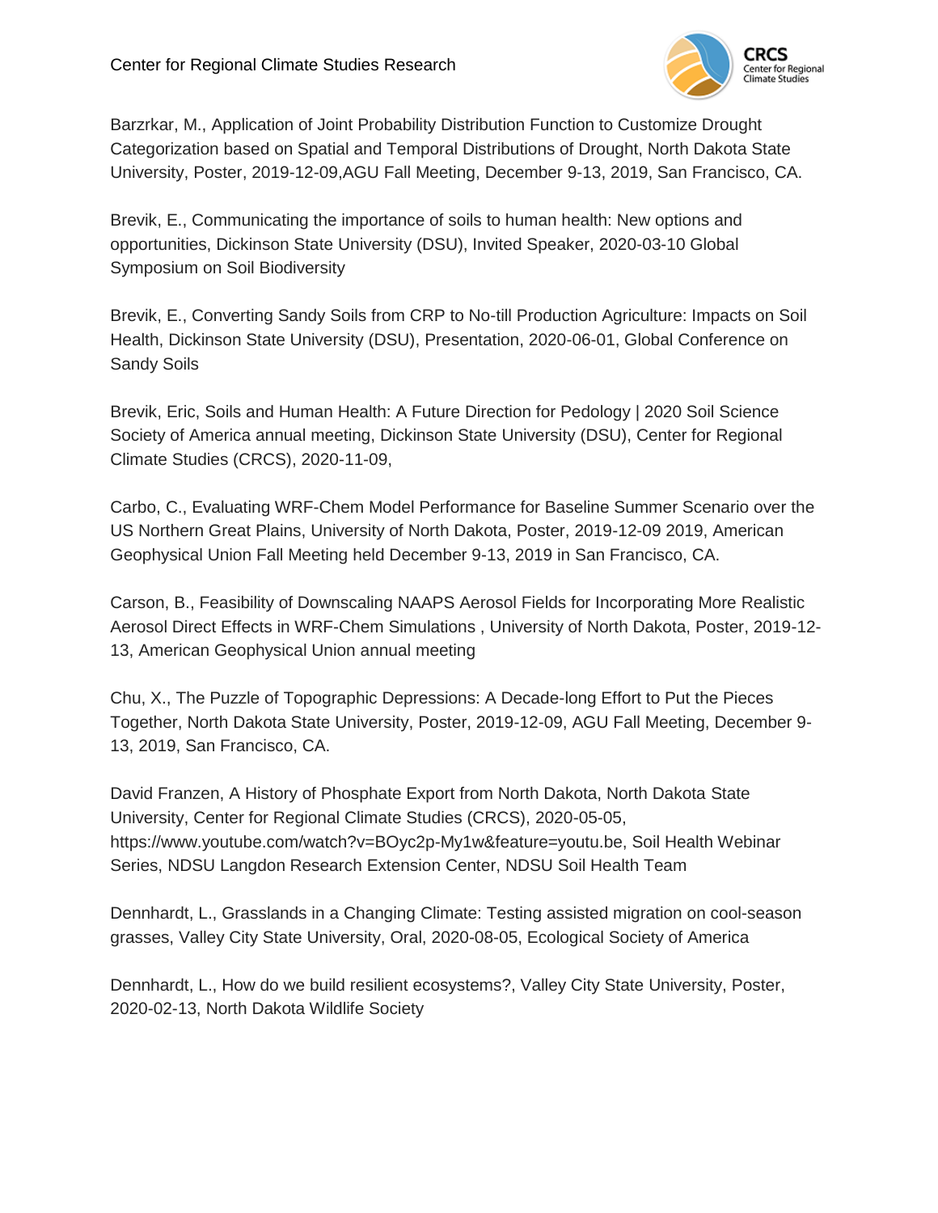Barzrkar, M., Application of Joint Probability Distribution Function to Customize Drought Categorization based on Spatial and Temporal Distributions of Drought, North Dakota State University, Poster, 2019-12-09,AGU Fall Meeting, December 9-13, 2019, San Francisco, CA.

Brevik, E., Communicating the importance of soils to human health: New options and opportunities, Dickinson State University (DSU), Invited Speaker, 2020-03-10 Global Symposium on Soil Biodiversity

Brevik, E., Converting Sandy Soils from CRP to No-till Production Agriculture: Impacts on Soil Health, Dickinson State University (DSU), Presentation, 2020-06-01, Global Conference on Sandy Soils

Brevik, Eric, Soils and Human Health: A Future Direction for Pedology | 2020 Soil Science Society of America annual meeting, Dickinson State University (DSU), Center for Regional Climate Studies (CRCS), 2020-11-09,

Carbo, C., Evaluating WRF-Chem Model Performance for Baseline Summer Scenario over the US Northern Great Plains, University of North Dakota, Poster, 2019-12-09 2019, American Geophysical Union Fall Meeting held December 9-13, 2019 in San Francisco, CA.

Carson, B., Feasibility of Downscaling NAAPS Aerosol Fields for Incorporating More Realistic Aerosol Direct Effects in WRF-Chem Simulations , University of North Dakota, Poster, 2019-12-13, American Geophysical Union annual meeting

Chu, X., The Puzzle of Topographic Depressions: A Decade-long Effort to Put the Pieces Together, North Dakota State University, Poster, 2019-12-09, AGU Fall Meeting, December 9-13, 2019, San Francisco, CA.

David Franzen, A History of Phosphate Export from North Dakota, North Dakota State University, Center for Regional Climate Studies (CRCS), 2020-05-05, https://www.youtube.com/watch?v=BOyc2p-My1w&feature=youtu.be, Soil Health Webinar Series, NDSU Langdon Research Extension Center, NDSU Soil Health Team

Dennhardt, L., Grasslands in a Changing Climate: Testing assisted migration on cool-season grasses, Valley City State University, Oral, 2020-08-05, Ecological Society of America

Dennhardt, L., How do we build resilient ecosystems?, Valley City State University, Poster, 2020-02-13, North Dakota Wildlife Society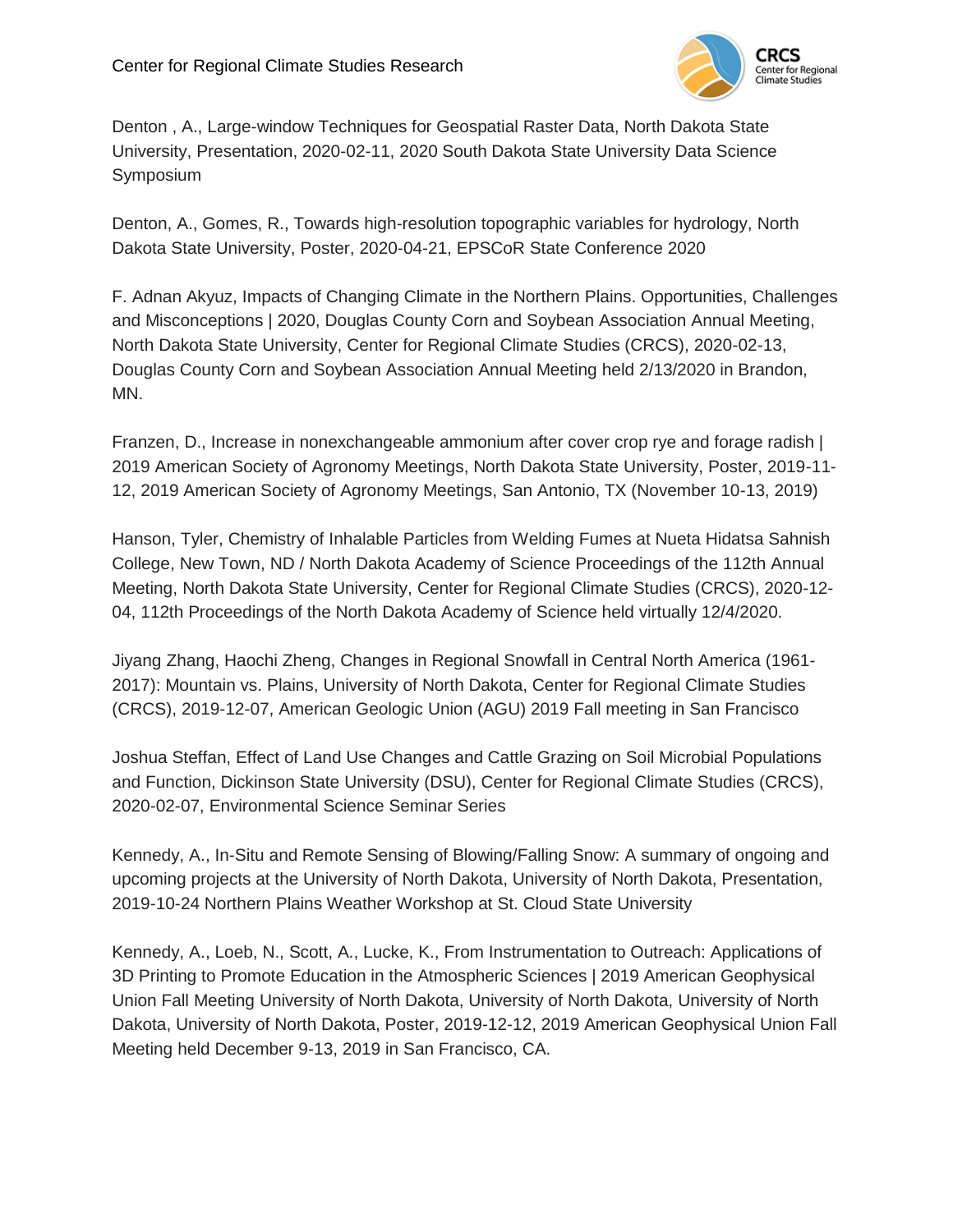Denton , A., Large-window Techniques for Geospatial Raster Data, North Dakota State University, Presentation, 2020-02-11, 2020 South Dakota State University Data Science Symposium

Denton, A., Gomes, R., Towards high-resolution topographic variables for hydrology, North Dakota State University, Poster, 2020-04-21, EPSCoR State Conference 2020

F. Adnan Akyuz, Impacts of Changing Climate in the Northern Plains. Opportunities, Challenges and Misconceptions | 2020, Douglas County Corn and Soybean Association Annual Meeting, North Dakota State University, Center for Regional Climate Studies (CRCS), 2020-02-13, Douglas County Corn and Soybean Association Annual Meeting held 2/13/2020 in Brandon, MN.

Franzen, D., Increase in nonexchangeable ammonium after cover crop rye and forage radish | 2019 American Society of Agronomy Meetings, North Dakota State University, Poster, 2019-11-12, 2019 American Society of Agronomy Meetings, San Antonio, TX (November 10-13, 2019)

Hanson, Tyler, Chemistry of Inhalable Particles from Welding Fumes at Nueta Hidatsa Sahnish College, New Town, ND / North Dakota Academy of Science Proceedings of the 112th Annual Meeting, North Dakota State University, Center for Regional Climate Studies (CRCS), 2020-12-04, 112th Proceedings of the North Dakota Academy of Science held virtually 12/4/2020.

Jiyang Zhang, Haochi Zheng, Changes in Regional Snowfall in Central North America (1961-2017): Mountain vs. Plains, University of North Dakota, Center for Regional Climate Studies (CRCS), 2019-12-07, American Geologic Union (AGU) 2019 Fall meeting in San Francisco

Joshua Steffan, Effect of Land Use Changes and Cattle Grazing on Soil Microbial Populations and Function, Dickinson State University (DSU), Center for Regional Climate Studies (CRCS), 2020-02-07, Environmental Science Seminar Series

Kennedy, A., In-Situ and Remote Sensing of Blowing/Falling Snow: A summary of ongoing and upcoming projects at the University of North Dakota, University of North Dakota, Presentation, 2019-10-24 Northern Plains Weather Workshop at St. Cloud State University

Kennedy, A., Loeb, N., Scott, A., Lucke, K., From Instrumentation to Outreach: Applications of 3D Printing to Promote Education in the Atmospheric Sciences | 2019 American Geophysical Union Fall Meeting University of North Dakota, University of North Dakota, University of North Dakota, University of North Dakota, Poster, 2019-12-12, 2019 American Geophysical Union Fall Meeting held December 9-13, 2019 in San Francisco, CA.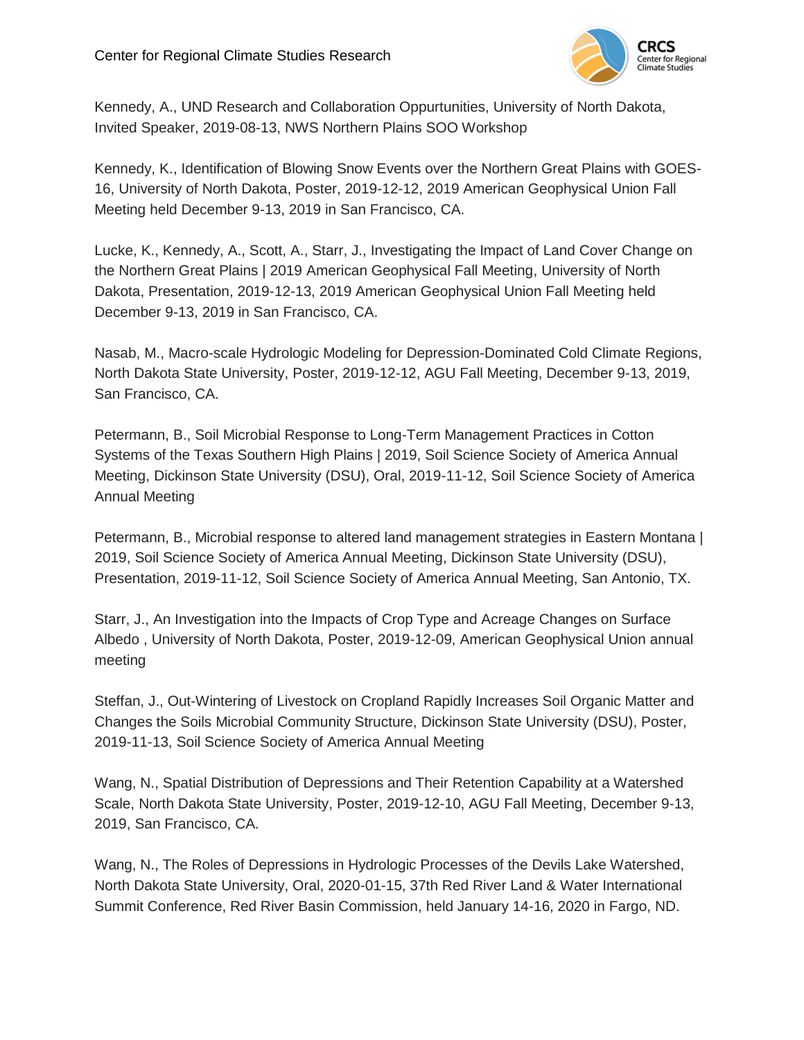Kennedy, A., UND Research and Collaboration Oppurtunities, University of North Dakota, Invited Speaker, 2019-08-13, NWS Northern Plains SOO Workshop

Kennedy, K., Identification of Blowing Snow Events over the Northern Great Plains with GOES-16, University of North Dakota, Poster, 2019-12-12, 2019 American Geophysical Union Fall Meeting held December 9-13, 2019 in San Francisco, CA.

Lucke, K., Kennedy, A., Scott, A., Starr, J., Investigating the Impact of Land Cover Change on the Northern Great Plains | 2019 American Geophysical Fall Meeting, University of North Dakota, Presentation, 2019-12-13, 2019 American Geophysical Union Fall Meeting held December 9-13, 2019 in San Francisco, CA.

Nasab, M., Macro-scale Hydrologic Modeling for Depression-Dominated Cold Climate Regions, North Dakota State University, Poster, 2019-12-12, AGU Fall Meeting, December 9-13, 2019, San Francisco, CA.

Petermann, B., Soil Microbial Response to Long-Term Management Practices in Cotton Systems of the Texas Southern High Plains | 2019, Soil Science Society of America Annual Meeting, Dickinson State University (DSU), Oral, 2019-11-12, Soil Science Society of America Annual Meeting

Petermann, B., Microbial response to altered land management strategies in Eastern Montana | 2019, Soil Science Society of America Annual Meeting, Dickinson State University (DSU), Presentation, 2019-11-12, Soil Science Society of America Annual Meeting, San Antonio, TX.

Starr, J., An Investigation into the Impacts of Crop Type and Acreage Changes on Surface Albedo , University of North Dakota, Poster, 2019-12-09, American Geophysical Union annual meeting

Steffan, J., Out-Wintering of Livestock on Cropland Rapidly Increases Soil Organic Matter and Changes the Soils Microbial Community Structure, Dickinson State University (DSU), Poster, 2019-11-13, Soil Science Society of America Annual Meeting

Wang, N., Spatial Distribution of Depressions and Their Retention Capability at a Watershed Scale, North Dakota State University, Poster, 2019-12-10, AGU Fall Meeting, December 9-13, 2019, San Francisco, CA.

Wang, N., The Roles of Depressions in Hydrologic Processes of the Devils Lake Watershed, North Dakota State University, Oral, 2020-01-15, 37th Red River Land & Water International Summit Conference, Red River Basin Commission, held January 14-16, 2020 in Fargo, ND.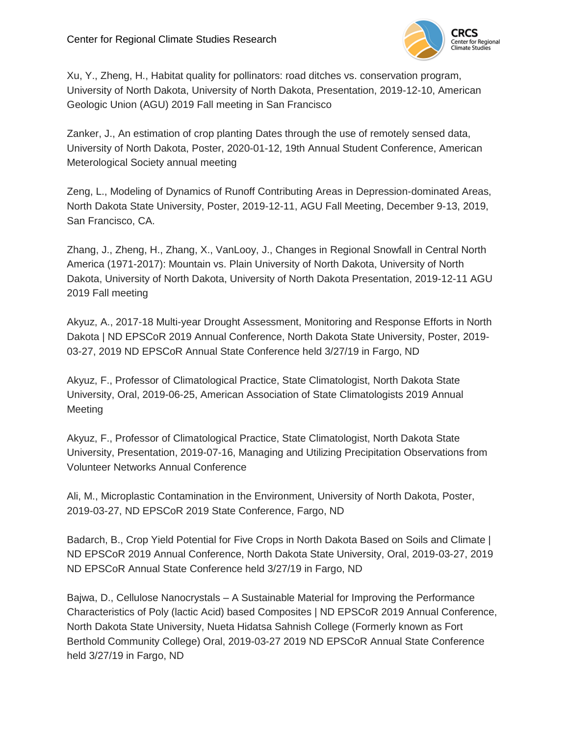Xu, Y., Zheng, H., Habitat quality for pollinators: road ditches vs. conservation program, University of North Dakota, University of North Dakota, Presentation, 2019-12-10, American Geologic Union (AGU) 2019 Fall meeting in San Francisco

Zanker, J., An estimation of crop planting Dates through the use of remotely sensed data, University of North Dakota, Poster, 2020-01-12, 19th Annual Student Conference, American Meterological Society annual meeting

Zeng, L., Modeling of Dynamics of Runoff Contributing Areas in Depression-dominated Areas, North Dakota State University, Poster, 2019-12-11, AGU Fall Meeting, December 9-13, 2019, San Francisco, CA.

Zhang, J., Zheng, H., Zhang, X., VanLooy, J., Changes in Regional Snowfall in Central North America (1971-2017): Mountain vs. Plain University of North Dakota, University of North Dakota, University of North Dakota, University of North Dakota Presentation, 2019-12-11 AGU 2019 Fall meeting

Akyuz, A., 2017-18 Multi-year Drought Assessment, Monitoring and Response Efforts in North Dakota | ND EPSCoR 2019 Annual Conference, North Dakota State University, Poster, 2019-03-27, 2019 ND EPSCoR Annual State Conference held 3/27/19 in Fargo, ND

Akyuz, F., Professor of Climatological Practice, State Climatologist, North Dakota State University, Oral, 2019-06-25, American Association of State Climatologists 2019 Annual Meeting

Akyuz, F., Professor of Climatological Practice, State Climatologist, North Dakota State University, Presentation, 2019-07-16, Managing and Utilizing Precipitation Observations from Volunteer Networks Annual Conference

Ali, M., Microplastic Contamination in the Environment, University of North Dakota, Poster, 2019-03-27, ND EPSCoR 2019 State Conference, Fargo, ND

Badarch, B., Crop Yield Potential for Five Crops in North Dakota Based on Soils and Climate | ND EPSCoR 2019 Annual Conference, North Dakota State University, Oral, 2019-03-27, 2019 ND EPSCoR Annual State Conference held 3/27/19 in Fargo, ND

Bajwa, D., Cellulose Nanocrystals – A Sustainable Material for Improving the Performance Characteristics of Poly (lactic Acid) based Composites | ND EPSCoR 2019 Annual Conference, North Dakota State University, Nueta Hidatsa Sahnish College (Formerly known as Fort Berthold Community College) Oral, 2019-03-27 2019 ND EPSCoR Annual State Conference held 3/27/19 in Fargo, ND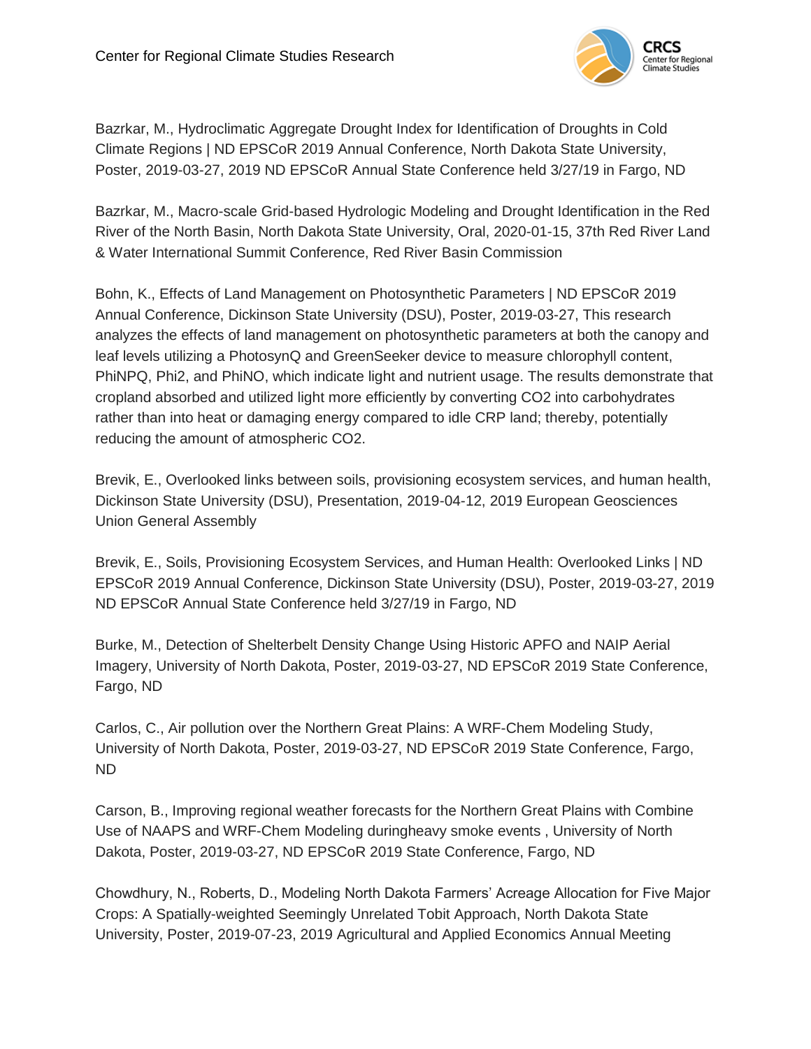Bazrkar, M., Hydroclimatic Aggregate Drought Index for Identification of Droughts in Cold Climate Regions | ND EPSCoR 2019 Annual Conference, North Dakota State University, Poster, 2019-03-27, 2019 ND EPSCoR Annual State Conference held 3/27/19 in Fargo, ND

Bazrkar, M., Macro-scale Grid-based Hydrologic Modeling and Drought Identification in the Red River of the North Basin, North Dakota State University, Oral, 2020-01-15, 37th Red River Land & Water International Summit Conference, Red River Basin Commission

Bohn, K., Effects of Land Management on Photosynthetic Parameters | ND EPSCoR 2019 Annual Conference, Dickinson State University (DSU), Poster, 2019-03-27, This research analyzes the effects of land management on photosynthetic parameters at both the canopy and leaf levels utilizing a PhotosynQ and GreenSeeker device to measure chlorophyll content, PhiNPQ, Phi2, and PhiNO, which indicate light and nutrient usage. The results demonstrate that cropland absorbed and utilized light more efficiently by converting $CO_2$ into carbohydrates rather than into heat or damaging energy compared to idle CRP land; thereby, potentially reducing the amount of atmospheric $CO_2$.

Brevik, E., Overlooked links between soils, provisioning ecosystem services, and human health, Dickinson State University (DSU), Presentation, 2019-04-12, 2019 European Geosciences Union General Assembly

Brevik, E., Soils, Provisioning Ecosystem Services, and Human Health: Overlooked Links | ND EPSCoR 2019 Annual Conference, Dickinson State University (DSU), Poster, 2019-03-27, 2019 ND EPSCoR Annual State Conference held 3/27/19 in Fargo, ND

Burke, M., Detection of Shelterbelt Density Change Using Historic APFO and NAIP Aerial Imagery, University of North Dakota, Poster, 2019-03-27, ND EPSCoR 2019 State Conference, Fargo, ND

Carlos, C., Air pollution over the Northern Great Plains: A WRF-Chem Modeling Study, University of North Dakota, Poster, 2019-03-27, ND EPSCoR 2019 State Conference, Fargo, ND

Carson, B., Improving regional weather forecasts for the Northern Great Plains with Combine Use of NAAPS and WRF-Chem Modeling duringheavy smoke events , University of North Dakota, Poster, 2019-03-27, ND EPSCoR 2019 State Conference, Fargo, ND

Chowdhury, N., Roberts, D., Modeling North Dakota Farmers' Acreage Allocation for Five Major Crops: A Spatially-weighted Seemingly Unrelated Tobit Approach, North Dakota State University, Poster, 2019-07-23, 2019 Agricultural and Applied Economics Annual Meeting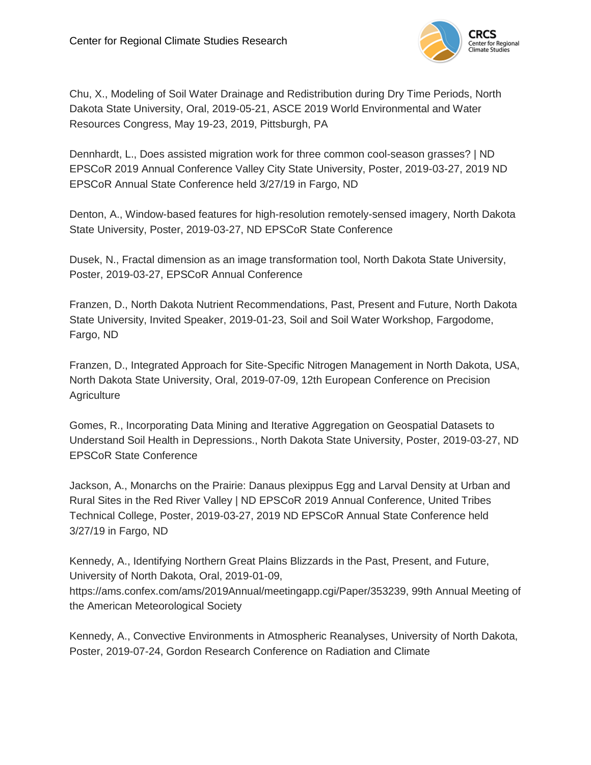Chu, X., Modeling of Soil Water Drainage and Redistribution during Dry Time Periods, North Dakota State University, Oral, 2019-05-21, ASCE 2019 World Environmental and Water Resources Congress, May 19-23, 2019, Pittsburgh, PA

Dennhardt, L., Does assisted migration work for three common cool-season grasses? | ND EPSCoR 2019 Annual Conference Valley City State University, Poster, 2019-03-27, 2019 ND EPSCoR Annual State Conference held 3/27/19 in Fargo, ND

Denton, A., Window-based features for high-resolution remotely-sensed imagery, North Dakota State University, Poster, 2019-03-27, ND EPSCoR State Conference

Dusek, N., Fractal dimension as an image transformation tool, North Dakota State University, Poster, 2019-03-27, EPSCoR Annual Conference

Franzen, D., North Dakota Nutrient Recommendations, Past, Present and Future, North Dakota State University, Invited Speaker, 2019-01-23, Soil and Soil Water Workshop, Fargodome, Fargo, ND

Franzen, D., Integrated Approach for Site-Specific Nitrogen Management in North Dakota, USA, North Dakota State University, Oral, 2019-07-09, 12th European Conference on Precision Agriculture

Gomes, R., Incorporating Data Mining and Iterative Aggregation on Geospatial Datasets to Understand Soil Health in Depressions., North Dakota State University, Poster, 2019-03-27, ND EPSCoR State Conference

Jackson, A., Monarchs on the Prairie: Danaus plexippus Egg and Larval Density at Urban and Rural Sites in the Red River Valley | ND EPSCoR 2019 Annual Conference, United Tribes Technical College, Poster, 2019-03-27, 2019 ND EPSCoR Annual State Conference held 3/27/19 in Fargo, ND

Kennedy, A., Identifying Northern Great Plains Blizzards in the Past, Present, and Future, University of North Dakota, Oral, 2019-01-09, https://ams.confex.com/ams/2019Annual/meetingapp.cgi/Paper/353239, 99th Annual Meeting of the American Meteorological Society

Kennedy, A., Convective Environments in Atmospheric Reanalyses, University of North Dakota, Poster, 2019-07-24, Gordon Research Conference on Radiation and Climate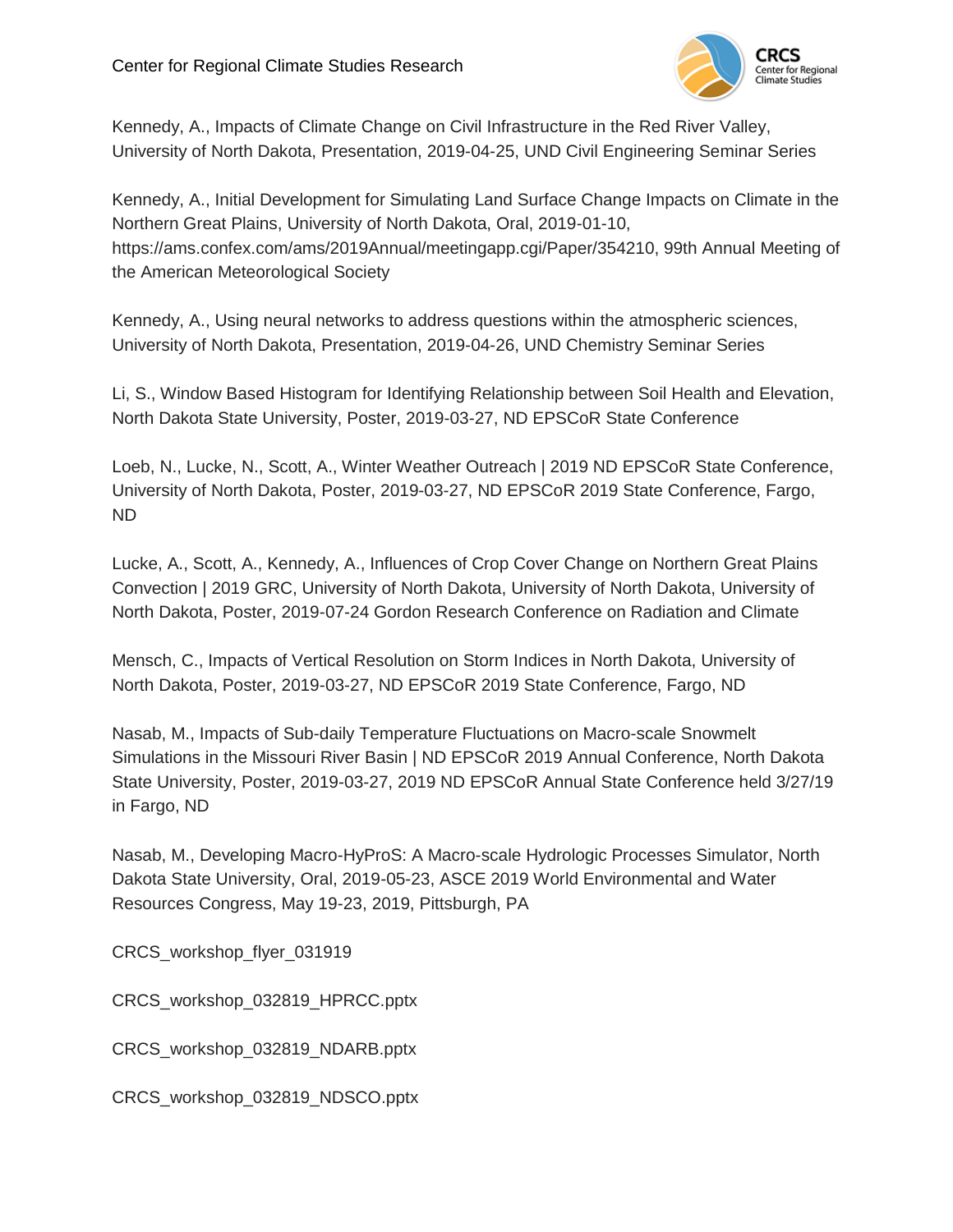Kennedy, A., Impacts of Climate Change on Civil Infrastructure in the Red River Valley, University of North Dakota, Presentation, 2019-04-25, UND Civil Engineering Seminar Series

Kennedy, A., Initial Development for Simulating Land Surface Change Impacts on Climate in the Northern Great Plains, University of North Dakota, Oral, 2019-01-10, https://ams.confex.com/ams/2019Annual/meetingapp.cgi/Paper/354210, 99th Annual Meeting of the American Meteorological Society

Kennedy, A., Using neural networks to address questions within the atmospheric sciences, University of North Dakota, Presentation, 2019-04-26, UND Chemistry Seminar Series

Li, S., Window Based Histogram for Identifying Relationship between Soil Health and Elevation, North Dakota State University, Poster, 2019-03-27, ND EPSCoR State Conference

Loeb, N., Lucke, N., Scott, A., Winter Weather Outreach | 2019 ND EPSCoR State Conference, University of North Dakota, Poster, 2019-03-27, ND EPSCoR 2019 State Conference, Fargo, ND

Lucke, A., Scott, A., Kennedy, A., Influences of Crop Cover Change on Northern Great Plains Convection | 2019 GRC, University of North Dakota, University of North Dakota, University of North Dakota, Poster, 2019-07-24 Gordon Research Conference on Radiation and Climate

Mensch, C., Impacts of Vertical Resolution on Storm Indices in North Dakota, University of North Dakota, Poster, 2019-03-27, ND EPSCoR 2019 State Conference, Fargo, ND

Nasab, M., Impacts of Sub-daily Temperature Fluctuations on Macro-scale Snowmelt Simulations in the Missouri River Basin | ND EPSCoR 2019 Annual Conference, North Dakota State University, Poster, 2019-03-27, 2019 ND EPSCoR Annual State Conference held 3/27/19 in Fargo, ND

Nasab, M., Developing Macro-HyProS: A Macro-scale Hydrologic Processes Simulator, North Dakota State University, Oral, 2019-05-23, ASCE 2019 World Environmental and Water Resources Congress, May 19-23, 2019, Pittsburgh, PA

CRCS_workshop_flyer_031919

CRCS_workshop_032819_HPRCC.pptx

CRCS_workshop_032819_NDARB.pptx

CRCS_workshop_032819_NDSCO.pptx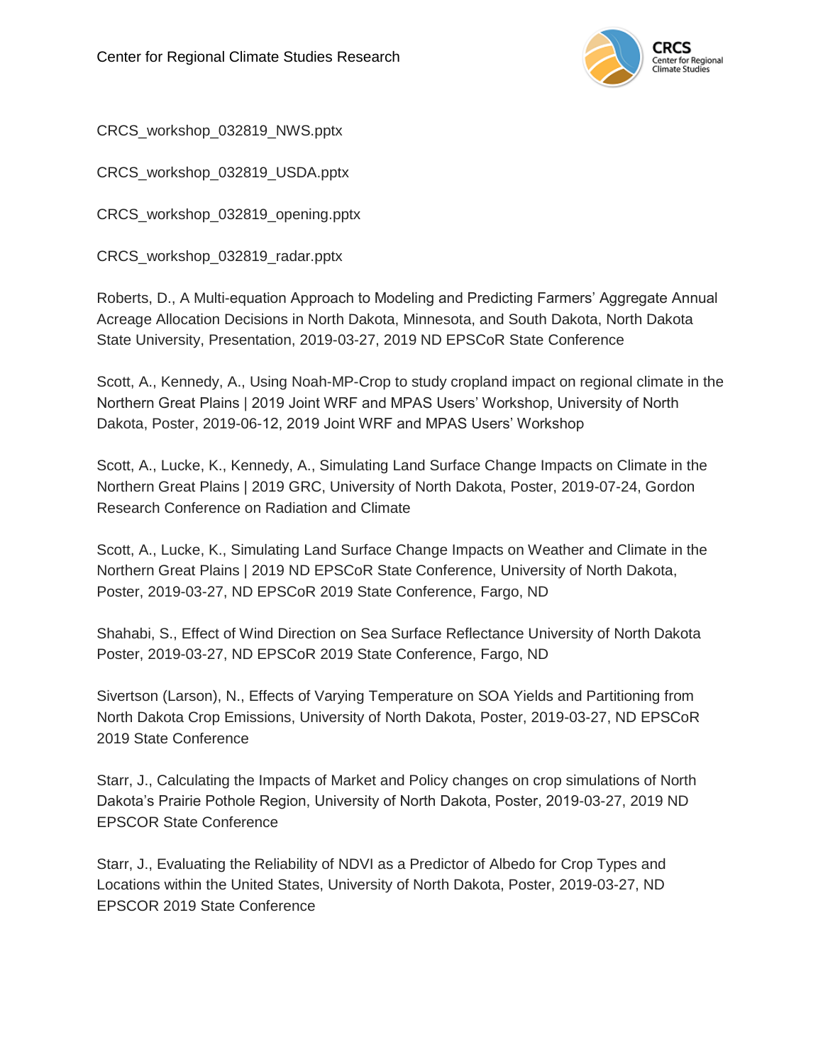CRCS_workshop_032819_NWS.pptx

CRCS_workshop_032819_USDA.pptx

CRCS_workshop_032819_opening.pptx

CRCS_workshop_032819_radar.pptx

Roberts, D., A Multi-equation Approach to Modeling and Predicting Farmers' Aggregate Annual Acreage Allocation Decisions in North Dakota, Minnesota, and South Dakota, North Dakota State University, Presentation, 2019-03-27, 2019 ND EPSCoR State Conference

Scott, A., Kennedy, A., Using Noah-MP-Crop to study cropland impact on regional climate in the Northern Great Plains | 2019 Joint WRF and MPAS Users' Workshop, University of North Dakota, Poster, 2019-06-12, 2019 Joint WRF and MPAS Users' Workshop

Scott, A., Lucke, K., Kennedy, A., Simulating Land Surface Change Impacts on Climate in the Northern Great Plains | 2019 GRC, University of North Dakota, Poster, 2019-07-24, Gordon Research Conference on Radiation and Climate

Scott, A., Lucke, K., Simulating Land Surface Change Impacts on Weather and Climate in the Northern Great Plains | 2019 ND EPSCoR State Conference, University of North Dakota, Poster, 2019-03-27, ND EPSCoR 2019 State Conference, Fargo, ND

Shahabi, S., Effect of Wind Direction on Sea Surface Reflectance University of North Dakota Poster, 2019-03-27, ND EPSCoR 2019 State Conference, Fargo, ND

Sivertson (Larson), N., Effects of Varying Temperature on SOA Yields and Partitioning from North Dakota Crop Emissions, University of North Dakota, Poster, 2019-03-27, ND EPSCoR 2019 State Conference

Starr, J., Calculating the Impacts of Market and Policy changes on crop simulations of North Dakota's Prairie Pothole Region, University of North Dakota, Poster, 2019-03-27, 2019 ND EPSCOR State Conference

Starr, J., Evaluating the Reliability of NDVI as a Predictor of Albedo for Crop Types and Locations within the United States, University of North Dakota, Poster, 2019-03-27, ND EPSCOR 2019 State Conference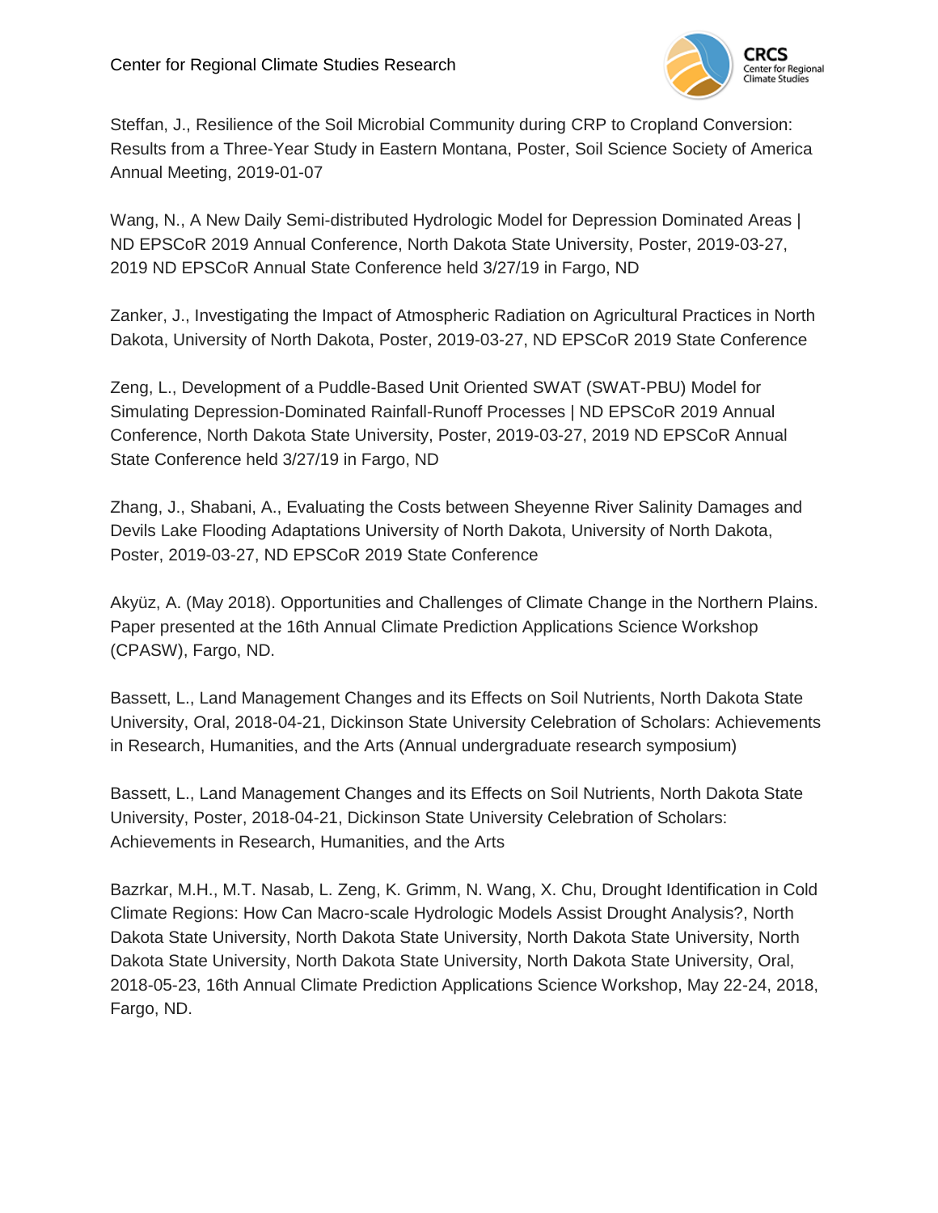Steffan, J., Resilience of the Soil Microbial Community during CRP to Cropland Conversion: Results from a Three-Year Study in Eastern Montana, Poster, Soil Science Society of America Annual Meeting, 2019-01-07

Wang, N., A New Daily Semi-distributed Hydrologic Model for Depression Dominated Areas | ND EPSCoR 2019 Annual Conference, North Dakota State University, Poster, 2019-03-27, 2019 ND EPSCoR Annual State Conference held 3/27/19 in Fargo, ND

Zanker, J., Investigating the Impact of Atmospheric Radiation on Agricultural Practices in North Dakota, University of North Dakota, Poster, 2019-03-27, ND EPSCoR 2019 State Conference

Zeng, L., Development of a Puddle-Based Unit Oriented SWAT (SWAT-PBU) Model for Simulating Depression-Dominated Rainfall-Runoff Processes | ND EPSCoR 2019 Annual Conference, North Dakota State University, Poster, 2019-03-27, 2019 ND EPSCoR Annual State Conference held 3/27/19 in Fargo, ND

Zhang, J., Shabani, A., Evaluating the Costs between Sheyenne River Salinity Damages and Devils Lake Flooding Adaptations University of North Dakota, University of North Dakota, Poster, 2019-03-27, ND EPSCoR 2019 State Conference

Akyüz, A. (May 2018). Opportunities and Challenges of Climate Change in the Northern Plains. Paper presented at the 16th Annual Climate Prediction Applications Science Workshop (CPASW), Fargo, ND.

Bassett, L., Land Management Changes and its Effects on Soil Nutrients, North Dakota State University, Oral, 2018-04-21, Dickinson State University Celebration of Scholars: Achievements in Research, Humanities, and the Arts (Annual undergraduate research symposium)

Bassett, L., Land Management Changes and its Effects on Soil Nutrients, North Dakota State University, Poster, 2018-04-21, Dickinson State University Celebration of Scholars: Achievements in Research, Humanities, and the Arts

Bazrkar, M.H., M.T. Nasab, L. Zeng, K. Grimm, N. Wang, X. Chu, Drought Identification in Cold Climate Regions: How Can Macro-scale Hydrologic Models Assist Drought Analysis?, North Dakota State University, North Dakota State University, North Dakota State University, North Dakota State University, North Dakota State University, North Dakota State University, Oral, 2018-05-23, 16th Annual Climate Prediction Applications Science Workshop, May 22-24, 2018, Fargo, ND.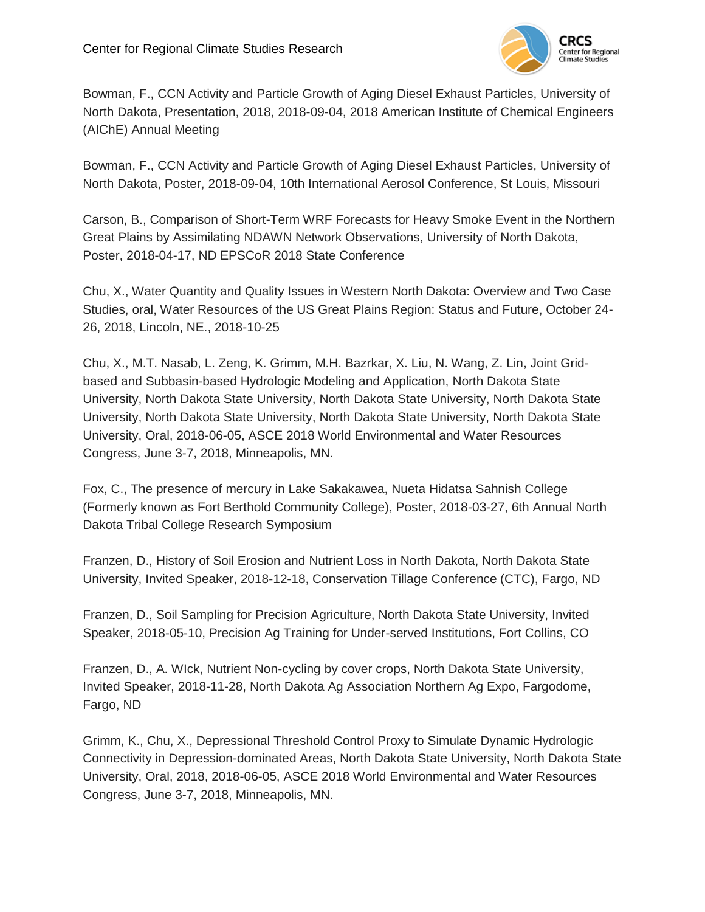Bowman, F., CCN Activity and Particle Growth of Aging Diesel Exhaust Particles, University of North Dakota, Presentation, 2018, 2018-09-04, 2018 American Institute of Chemical Engineers (AIChE) Annual Meeting

Bowman, F., CCN Activity and Particle Growth of Aging Diesel Exhaust Particles, University of North Dakota, Poster, 2018-09-04, 10th International Aerosol Conference, St Louis, Missouri

Carson, B., Comparison of Short-Term WRF Forecasts for Heavy Smoke Event in the Northern Great Plains by Assimilating NDAWN Network Observations, University of North Dakota, Poster, 2018-04-17, ND EPSCoR 2018 State Conference

Chu, X., Water Quantity and Quality Issues in Western North Dakota: Overview and Two Case Studies, oral, Water Resources of the US Great Plains Region: Status and Future, October 24-26, 2018, Lincoln, NE., 2018-10-25

Chu, X., M.T. Nasab, L. Zeng, K. Grimm, M.H. Bazrkar, X. Liu, N. Wang, Z. Lin, Joint Grid-based and Subbasin-based Hydrologic Modeling and Application, North Dakota State University, North Dakota State University, North Dakota State University, North Dakota State University, North Dakota State University, North Dakota State University, North Dakota State University, Oral, 2018-06-05, ASCE 2018 World Environmental and Water Resources Congress, June 3-7, 2018, Minneapolis, MN.

Fox, C., The presence of mercury in Lake Sakakawea, Nueta Hidatsa Sahnish College (Formerly known as Fort Berthold Community College), Poster, 2018-03-27, 6th Annual North Dakota Tribal College Research Symposium

Franzen, D., History of Soil Erosion and Nutrient Loss in North Dakota, North Dakota State University, Invited Speaker, 2018-12-18, Conservation Tillage Conference (CTC), Fargo, ND

Franzen, D., Soil Sampling for Precision Agriculture, North Dakota State University, Invited Speaker, 2018-05-10, Precision Ag Training for Under-served Institutions, Fort Collins, CO

Franzen, D., A. WIck, Nutrient Non-cycling by cover crops, North Dakota State University, Invited Speaker, 2018-11-28, North Dakota Ag Association Northern Ag Expo, Fargodome, Fargo, ND

Grimm, K., Chu, X., Depressional Threshold Control Proxy to Simulate Dynamic Hydrologic Connectivity in Depression-dominated Areas, North Dakota State University, North Dakota State University, Oral, 2018, 2018-06-05, ASCE 2018 World Environmental and Water Resources Congress, June 3-7, 2018, Minneapolis, MN.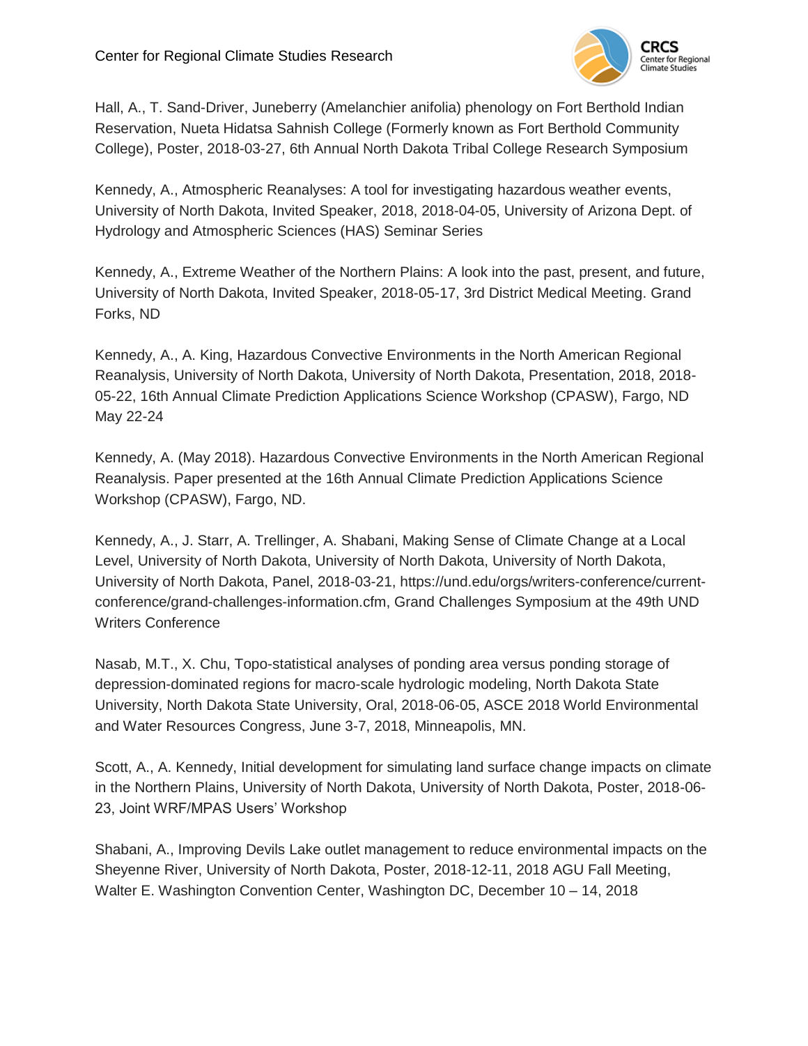Hall, A., T. Sand-Driver, Juneberry (Amelanchier anifolia) phenology on Fort Berthold Indian Reservation, Nueta Hidatsa Sahnish College (Formerly known as Fort Berthold Community College), Poster, 2018-03-27, 6th Annual North Dakota Tribal College Research Symposium

Kennedy, A., Atmospheric Reanalyses: A tool for investigating hazardous weather events, University of North Dakota, Invited Speaker, 2018, 2018-04-05, University of Arizona Dept. of Hydrology and Atmospheric Sciences (HAS) Seminar Series

Kennedy, A., Extreme Weather of the Northern Plains: A look into the past, present, and future, University of North Dakota, Invited Speaker, 2018-05-17, 3rd District Medical Meeting. Grand Forks, ND

Kennedy, A., A. King, Hazardous Convective Environments in the North American Regional Reanalysis, University of North Dakota, University of North Dakota, Presentation, 2018, 2018-05-22, 16th Annual Climate Prediction Applications Science Workshop (CPASW), Fargo, ND May 22-24

Kennedy, A. (May 2018). Hazardous Convective Environments in the North American Regional Reanalysis. Paper presented at the 16th Annual Climate Prediction Applications Science Workshop (CPASW), Fargo, ND.

Kennedy, A., J. Starr, A. Trellinger, A. Shabani, Making Sense of Climate Change at a Local Level, University of North Dakota, University of North Dakota, University of North Dakota, University of North Dakota, Panel, 2018-03-21, https://und.edu/orgs/writers-conference/current-conference/grand-challenges-information.cfm, Grand Challenges Symposium at the 49th UND Writers Conference

Nasab, M.T., X. Chu, Topo-statistical analyses of ponding area versus ponding storage of depression-dominated regions for macro-scale hydrologic modeling, North Dakota State University, North Dakota State University, Oral, 2018-06-05, ASCE 2018 World Environmental and Water Resources Congress, June 3-7, 2018, Minneapolis, MN.

Scott, A., A. Kennedy, Initial development for simulating land surface change impacts on climate in the Northern Plains, University of North Dakota, University of North Dakota, Poster, 2018-06-23, Joint WRF/MPAS Users' Workshop

Shabani, A., Improving Devils Lake outlet management to reduce environmental impacts on the Sheyenne River, University of North Dakota, Poster, 2018-12-11, 2018 AGU Fall Meeting, Walter E. Washington Convention Center, Washington DC, December 10 – 14, 2018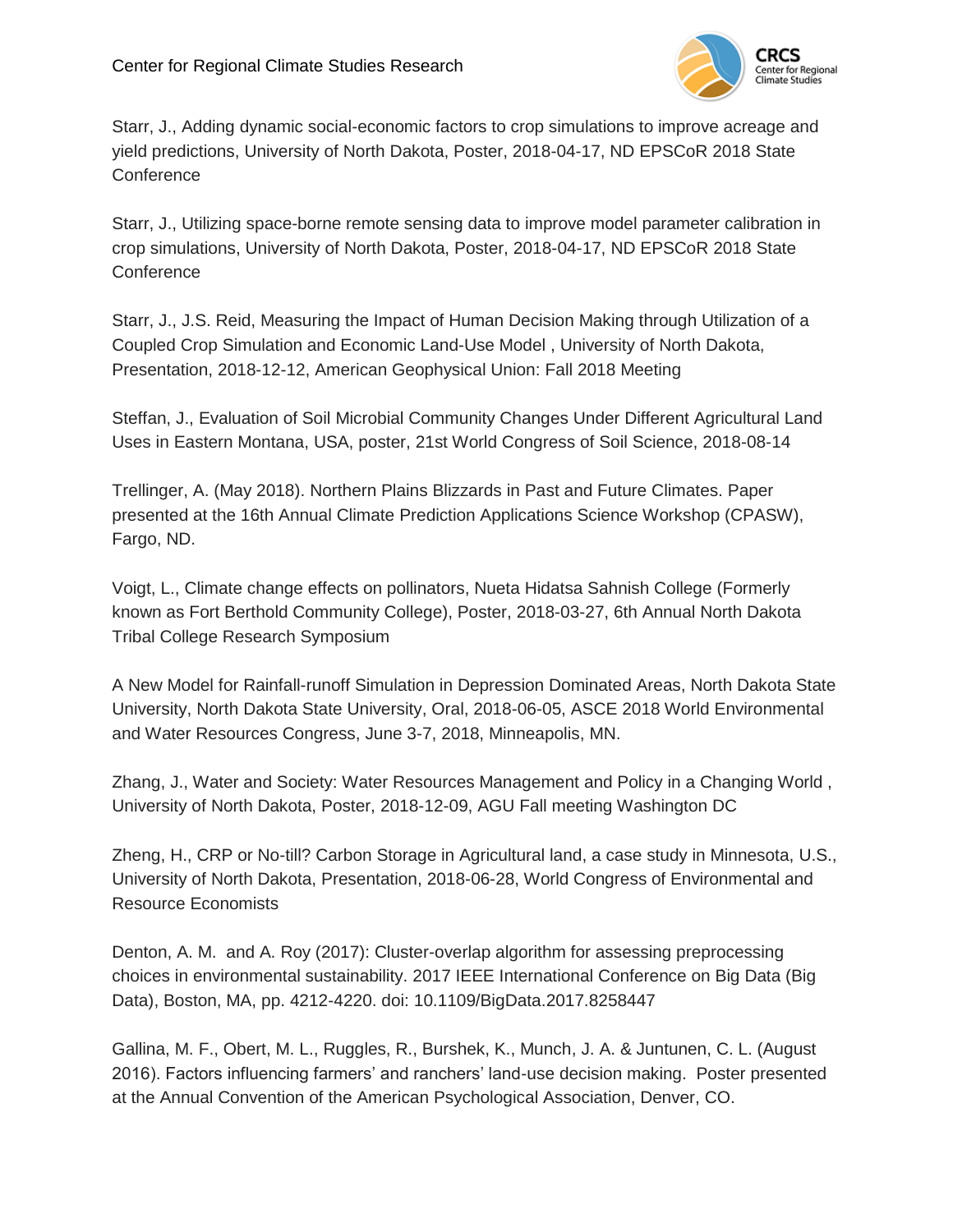Starr, J., Adding dynamic social-economic factors to crop simulations to improve acreage and yield predictions, University of North Dakota, Poster, 2018-04-17, ND EPSCoR 2018 State Conference

Starr, J., Utilizing space-borne remote sensing data to improve model parameter calibration in crop simulations, University of North Dakota, Poster, 2018-04-17, ND EPSCoR 2018 State Conference

Starr, J., J.S. Reid, Measuring the Impact of Human Decision Making through Utilization of a Coupled Crop Simulation and Economic Land-Use Model , University of North Dakota, Presentation, 2018-12-12, American Geophysical Union: Fall 2018 Meeting

Steffan, J., Evaluation of Soil Microbial Community Changes Under Different Agricultural Land Uses in Eastern Montana, USA, poster, 21st World Congress of Soil Science, 2018-08-14

Trellinger, A. (May 2018). Northern Plains Blizzards in Past and Future Climates. Paper presented at the 16th Annual Climate Prediction Applications Science Workshop (CPASW), Fargo, ND.

Voigt, L., Climate change effects on pollinators, Nueta Hidatsa Sahnish College (Formerly known as Fort Berthold Community College), Poster, 2018-03-27, 6th Annual North Dakota Tribal College Research Symposium

A New Model for Rainfall-runoff Simulation in Depression Dominated Areas, North Dakota State University, North Dakota State University, Oral, 2018-06-05, ASCE 2018 World Environmental and Water Resources Congress, June 3-7, 2018, Minneapolis, MN.

Zhang, J., Water and Society: Water Resources Management and Policy in a Changing World , University of North Dakota, Poster, 2018-12-09, AGU Fall meeting Washington DC

Zheng, H., CRP or No-till? Carbon Storage in Agricultural land, a case study in Minnesota, U.S., University of North Dakota, Presentation, 2018-06-28, World Congress of Environmental and Resource Economists

Denton, A. M. and A. Roy (2017): Cluster-overlap algorithm for assessing preprocessing choices in environmental sustainability. 2017 IEEE International Conference on Big Data (Big Data), Boston, MA, pp. 4212-4220. doi: 10.1109/BigData.2017.8258447

Gallina, M. F., Obert, M. L., Ruggles, R., Burshek, K., Munch, J. A. & Juntunen, C. L. (August 2016). Factors influencing farmers' and ranchers' land-use decision making. Poster presented at the Annual Convention of the American Psychological Association, Denver, CO.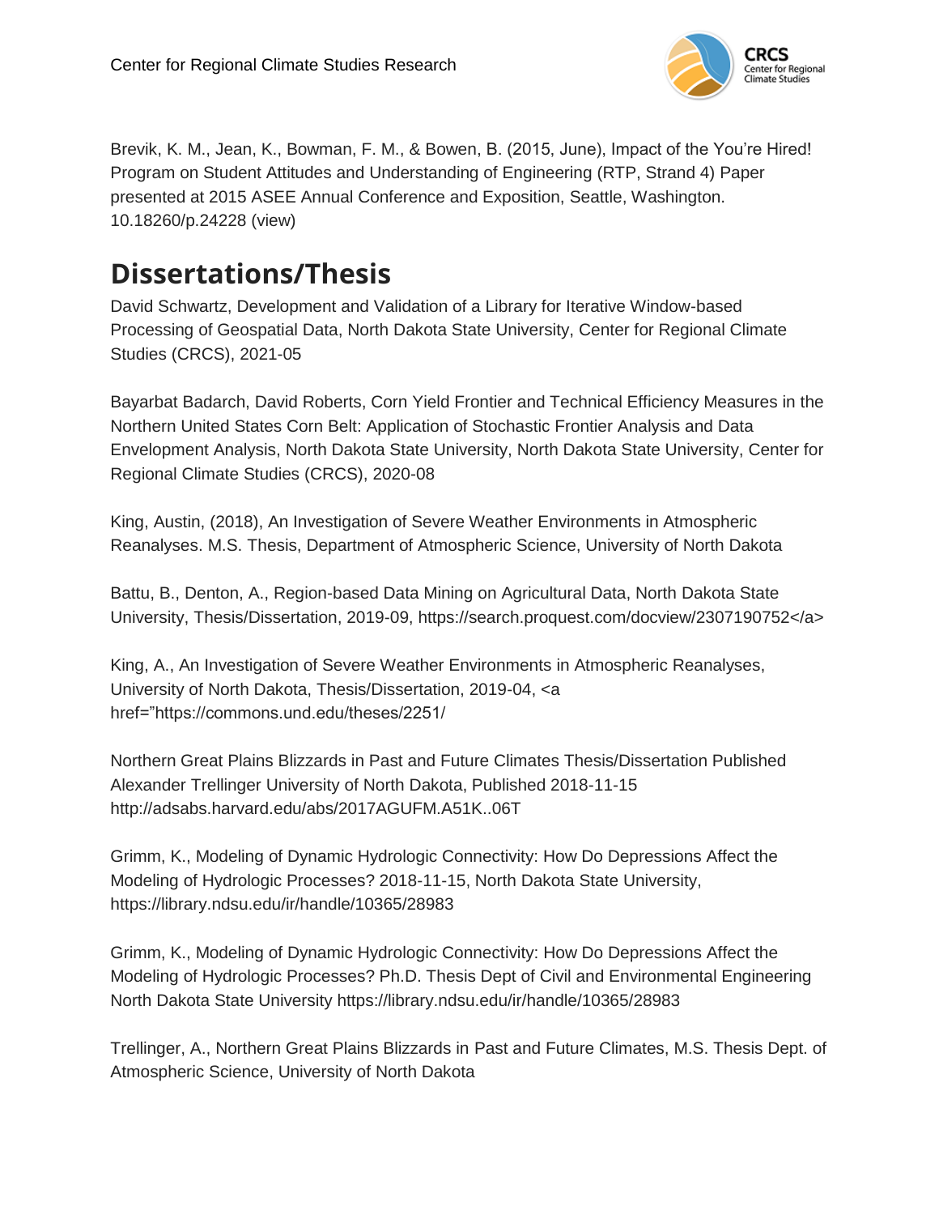Brevik, K. M., Jean, K., Bowman, F. M., & Bowen, B. (2015, June), Impact of the You're Hired! Program on Student Attitudes and Understanding of Engineering (RTP, Strand 4) Paper presented at 2015 ASEE Annual Conference and Exposition, Seattle, Washington. 10.18260/p.24228 (view)

## Dissertations/Thesis

David Schwartz, Development and Validation of a Library for Iterative Window-based Processing of Geospatial Data, North Dakota State University, Center for Regional Climate Studies (CRCS), 2021-05

Bayarbat Badarch, David Roberts, Corn Yield Frontier and Technical Efficiency Measures in the Northern United States Corn Belt: Application of Stochastic Frontier Analysis and Data Envelopment Analysis, North Dakota State University, North Dakota State University, Center for Regional Climate Studies (CRCS), 2020-08

King, Austin, (2018), An Investigation of Severe Weather Environments in Atmospheric Reanalyses. M.S. Thesis, Department of Atmospheric Science, University of North Dakota

Battu, B., Denton, A., Region-based Data Mining on Agricultural Data, North Dakota State University, Thesis/Dissertation, 2019-09, https://search.proquest.com/docview/2307190752</a>

King, A., An Investigation of Severe Weather Environments in Atmospheric Reanalyses, University of North Dakota, Thesis/Dissertation, 2019-04, <a href="https://commons.und.edu/theses/2251/

Northern Great Plains Blizzards in Past and Future Climates Thesis/Dissertation Published Alexander Trellinger University of North Dakota, Published 2018-11-15 http://adsabs.harvard.edu/abs/2017AGUFM.A51K..06T

Grimm, K., Modeling of Dynamic Hydrologic Connectivity: How Do Depressions Affect the Modeling of Hydrologic Processes? 2018-11-15, North Dakota State University, https://library.ndsu.edu/ir/handle/10365/28983

Grimm, K., Modeling of Dynamic Hydrologic Connectivity: How Do Depressions Affect the Modeling of Hydrologic Processes? Ph.D. Thesis Dept of Civil and Environmental Engineering North Dakota State University https://library.ndsu.edu/ir/handle/10365/28983

Trellinger, A., Northern Great Plains Blizzards in Past and Future Climates, M.S. Thesis Dept. of Atmospheric Science, University of North Dakota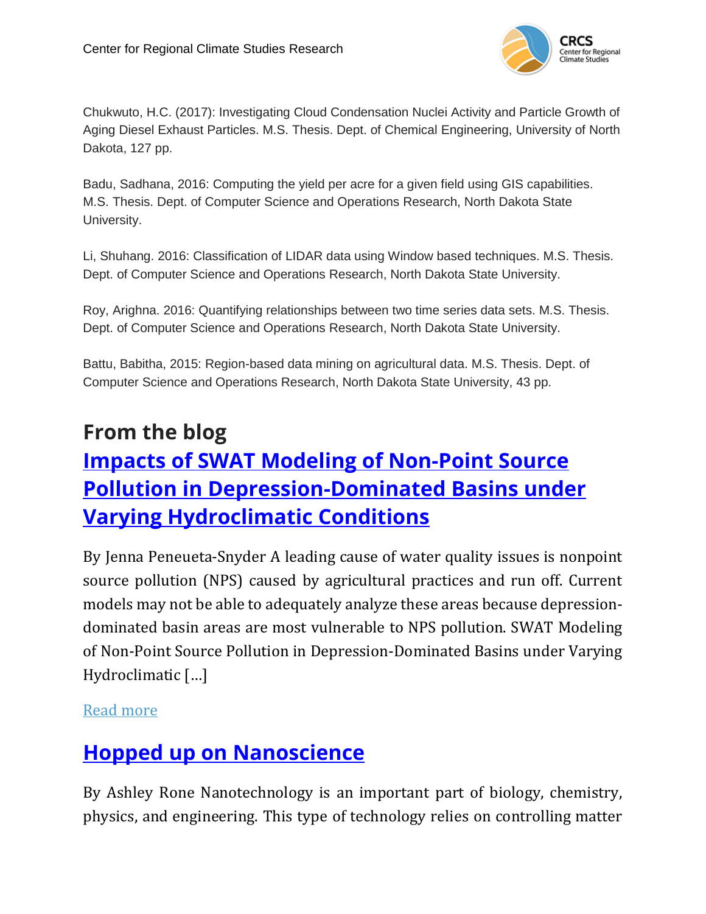Chukwuto, H.C. (2017): Investigating Cloud Condensation Nuclei Activity and Particle Growth of Aging Diesel Exhaust Particles. M.S. Thesis. Dept. of Chemical Engineering, University of North Dakota, 127 pp.

Badu, Sadhana, 2016: Computing the yield per acre for a given field using GIS capabilities. M.S. Thesis. Dept. of Computer Science and Operations Research, North Dakota State University.

Li, Shuhang. 2016: Classification of LIDAR data using Window based techniques. M.S. Thesis. Dept. of Computer Science and Operations Research, North Dakota State University.

Roy, Arighna. 2016: Quantifying relationships between two time series data sets. M.S. Thesis. Dept. of Computer Science and Operations Research, North Dakota State University.

Battu, Babitha, 2015: Region-based data mining on agricultural data. M.S. Thesis. Dept. of Computer Science and Operations Research, North Dakota State University, 43 pp.

## From the blog

## Impacts of SWAT Modeling of Non-Point Source Pollution in Depression-Dominated Basins under Varying Hydroclimatic Conditions

By Jenna Peneueta-Snyder A leading cause of water quality issues is nonpoint source pollution (NPS) caused by agricultural practices and run off. Current models may not be able to adequately analyze these areas because depression-dominated basin areas are most vulnerable to NPS pollution. SWAT Modeling of Non-Point Source Pollution in Depression-Dominated Basins under Varying Hydroclimatic […]

Read more

## Hopped up on Nanoscience

By Ashley Rone Nanotechnology is an important part of biology, chemistry, physics, and engineering. This type of technology relies on controlling matter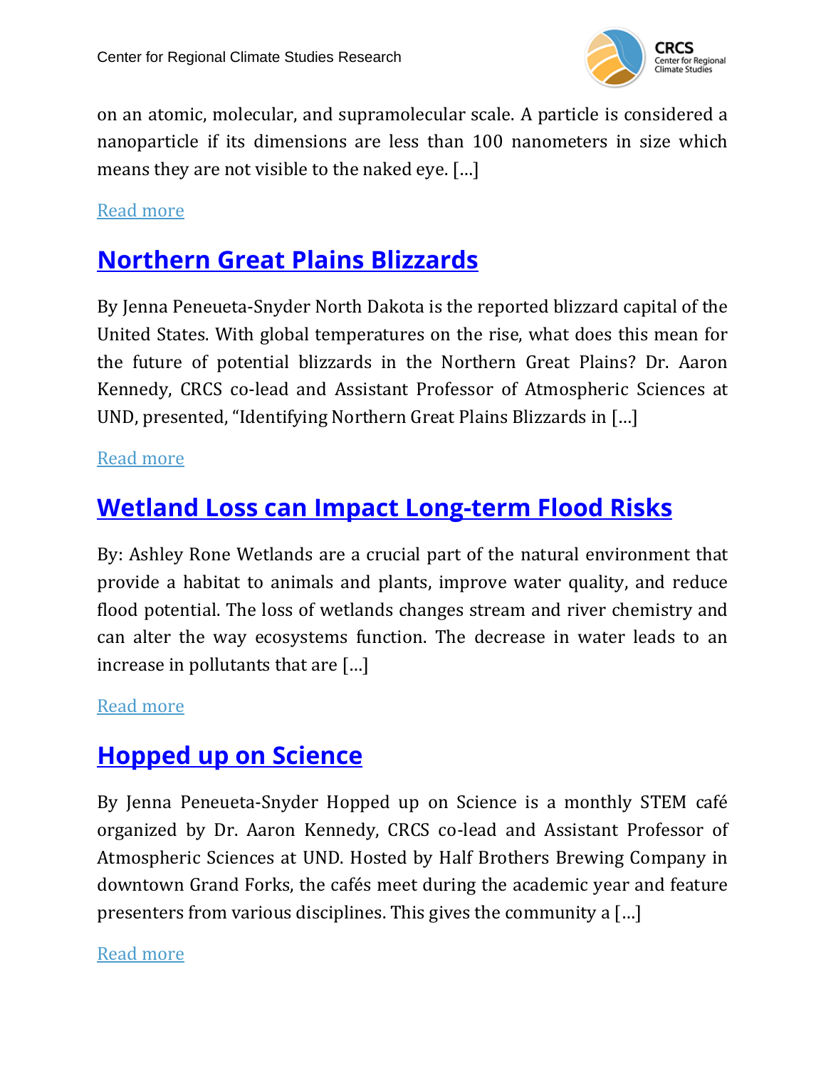on an atomic, molecular, and supramolecular scale. A particle is considered a nanoparticle if its dimensions are less than 100 nanometers in size which means they are not visible to the naked eye. […]

Read more

## Northern Great Plains Blizzards

By Jenna Peneueta-Snyder North Dakota is the reported blizzard capital of the United States. With global temperatures on the rise, what does this mean for the future of potential blizzards in the Northern Great Plains? Dr. Aaron Kennedy, CRCS co-lead and Assistant Professor of Atmospheric Sciences at UND, presented, "Identifying Northern Great Plains Blizzards in […]

Read more

## Wetland Loss can Impact Long-term Flood Risks

By: Ashley Rone Wetlands are a crucial part of the natural environment that provide a habitat to animals and plants, improve water quality, and reduce flood potential. The loss of wetlands changes stream and river chemistry and can alter the way ecosystems function. The decrease in water leads to an increase in pollutants that are […]

Read more

## Hopped up on Science

By Jenna Peneueta-Snyder Hopped up on Science is a monthly STEM café organized by Dr. Aaron Kennedy, CRCS co-lead and Assistant Professor of Atmospheric Sciences at UND. Hosted by Half Brothers Brewing Company in downtown Grand Forks, the cafés meet during the academic year and feature presenters from various disciplines. This gives the community a […]

Read more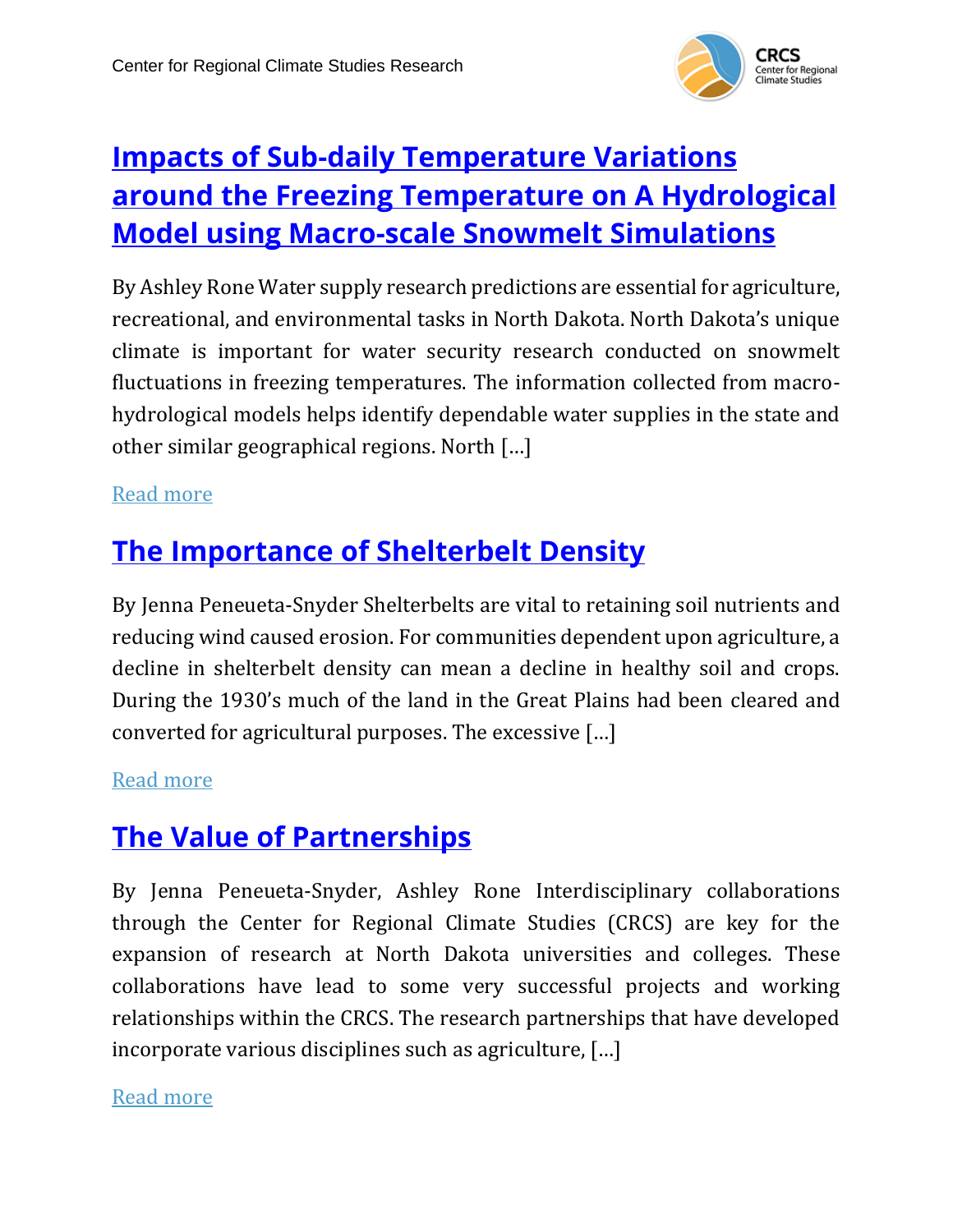## Impacts of Sub-daily Temperature Variations around the Freezing Temperature on A Hydrological Model using Macro-scale Snowmelt Simulations

By Ashley Rone Water supply research predictions are essential for agriculture, recreational, and environmental tasks in North Dakota. North Dakota's unique climate is important for water security research conducted on snowmelt fluctuations in freezing temperatures. The information collected from macro-hydrological models helps identify dependable water supplies in the state and other similar geographical regions. North […]

Read more

## The Importance of Shelterbelt Density

By Jenna Peneueta-Snyder Shelterbelts are vital to retaining soil nutrients and reducing wind caused erosion. For communities dependent upon agriculture, a decline in shelterbelt density can mean a decline in healthy soil and crops. During the 1930's much of the land in the Great Plains had been cleared and converted for agricultural purposes. The excessive […]

Read more

## The Value of Partnerships

By Jenna Peneueta-Snyder, Ashley Rone Interdisciplinary collaborations through the Center for Regional Climate Studies (CRCS) are key for the expansion of research at North Dakota universities and colleges. These collaborations have lead to some very successful projects and working relationships within the CRCS. The research partnerships that have developed incorporate various disciplines such as agriculture, […]

Read more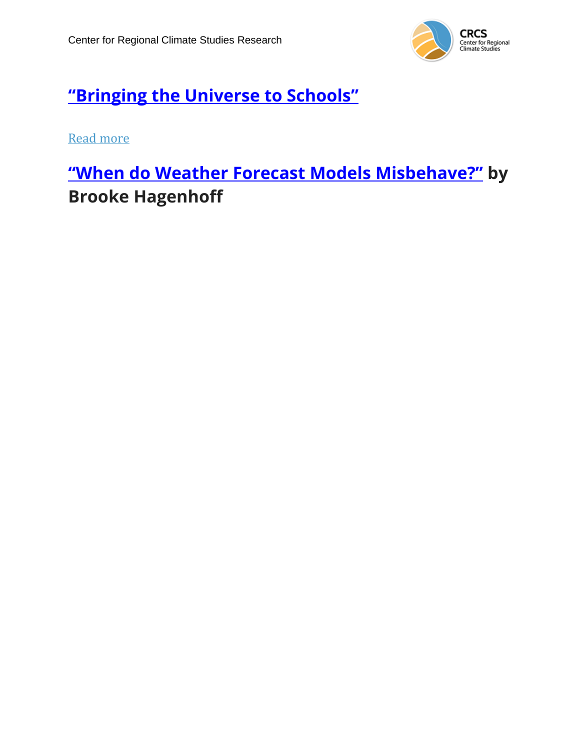## “Bringing the Universe to Schools”

Read more

## “When do Weather Forecast Models Misbehave?” by Brooke Hagenhoff